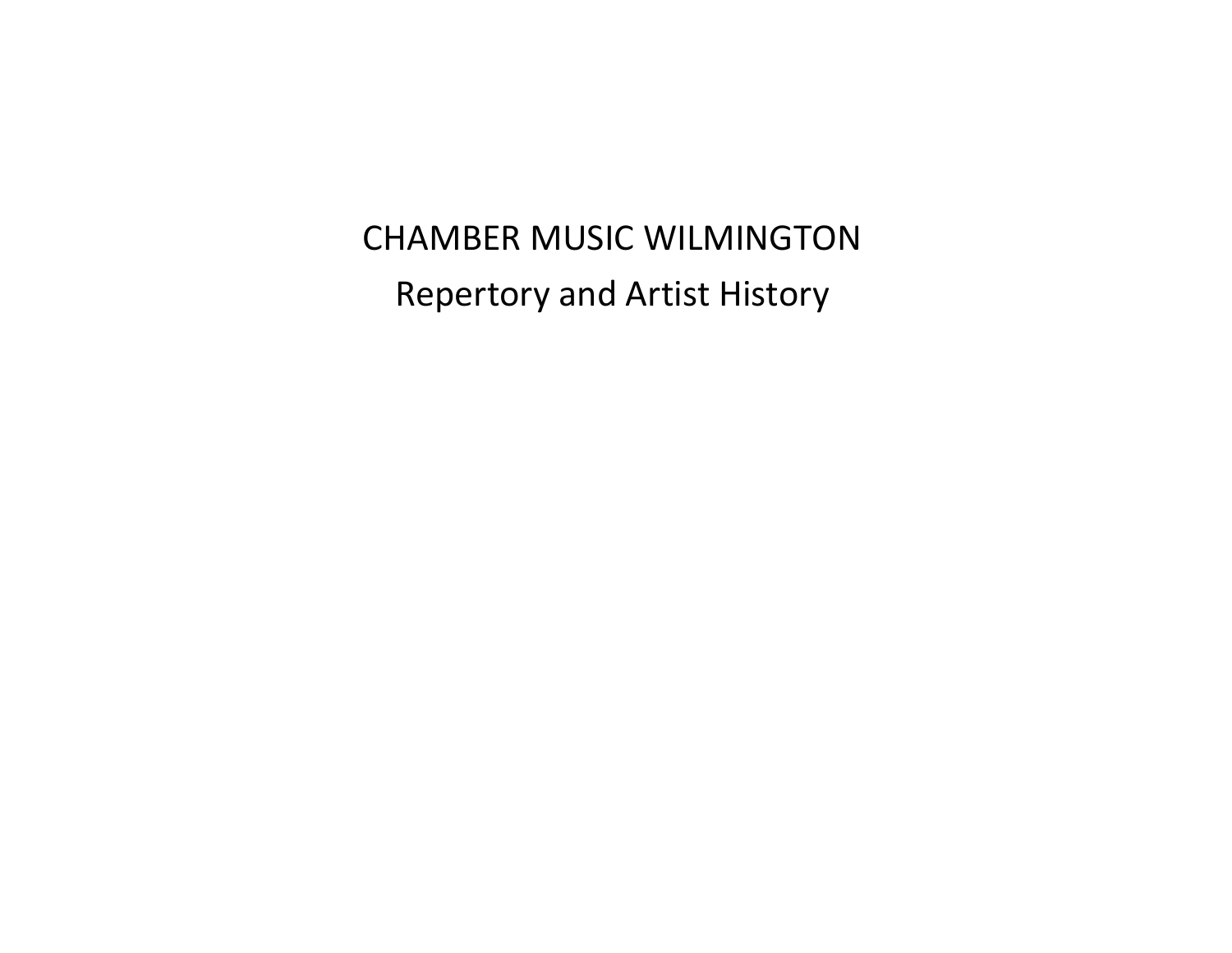# CHAMBER MUSIC WILMINGTON

## Repertory and Artist History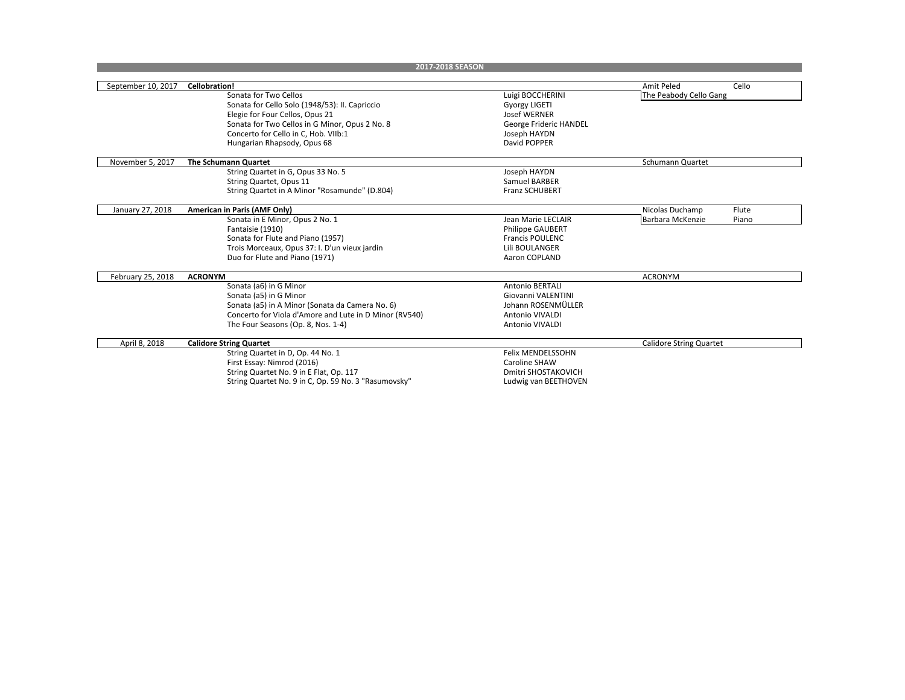## 2017-2018 SEASON

| Date | Program / Work | Composer | Performer | Instrument |
|---|---|---|---|---|
| September 10, 2017 | **Cellobration!** | | Amit Peled | Cello |
| | Sonata for Two Cellos | Luigi BOCCHERINI | The Peabody Cello Gang | |
| | Sonata for Cello Solo (1948/53): II. Capriccio | Gyorgy LIGETI | | |
| | Elegie for Four Cellos, Opus 21 | Josef WERNER | | |
| | Sonata for Two Cellos in G Minor, Opus 2 No. 8 | George Frideric HANDEL | | |
| | Concerto for Cello in C, Hob. VIIb:1 | Joseph HAYDN | | |
| | Hungarian Rhapsody, Opus 68 | David POPPER | | |
| November 5, 2017 | **The Schumann Quartet** | | Schumann Quartet | |
| | String Quartet in G, Opus 33 No. 5 | Joseph HAYDN | | |
| | String Quartet, Opus 11 | Samuel BARBER | | |
| | String Quartet in A Minor "Rosamunde" (D.804) | Franz SCHUBERT | | |
| January 27, 2018 | **American in Paris (AMF Only)** | | Nicolas Duchamp | Flute |
| | Sonata in E Minor, Opus 2 No. 1 | Jean Marie LECLAIR | Barbara McKenzie | Piano |
| | Fantaisie (1910) | Philippe GAUBERT | | |
| | Sonata for Flute and Piano (1957) | Francis POULENC | | |
| | Trois Morceaux, Opus 37: I. D'un vieux jardin | Lili BOULANGER | | |
| | Duo for Flute and Piano (1971) | Aaron COPLAND | | |
| February 25, 2018 | **ACRONYM** | | ACRONYM | |
| | Sonata (a6) in G Minor | Antonio BERTALI | | |
| | Sonata (a5) in G Minor | Giovanni VALENTINI | | |
| | Sonata (a5) in A Minor (Sonata da Camera No. 6) | Johann ROSENMÜLLER | | |
| | Concerto for Viola d'Amore and Lute in D Minor (RV540) | Antonio VIVALDI | | |
| | The Four Seasons (Op. 8, Nos. 1-4) | Antonio VIVALDI | | |
| April 8, 2018 | **Calidore String Quartet** | | Calidore String Quartet | |
| | String Quartet in D, Op. 44 No. 1 | Felix MENDELSSOHN | | |
| | First Essay: Nimrod (2016) | Caroline SHAW | | |
| | String Quartet No. 9 in E Flat, Op. 117 | Dmitri SHOSTAKOVICH | | |
| | String Quartet No. 9 in C, Op. 59 No. 3 "Rasumovsky" | Ludwig van BEETHOVEN | | |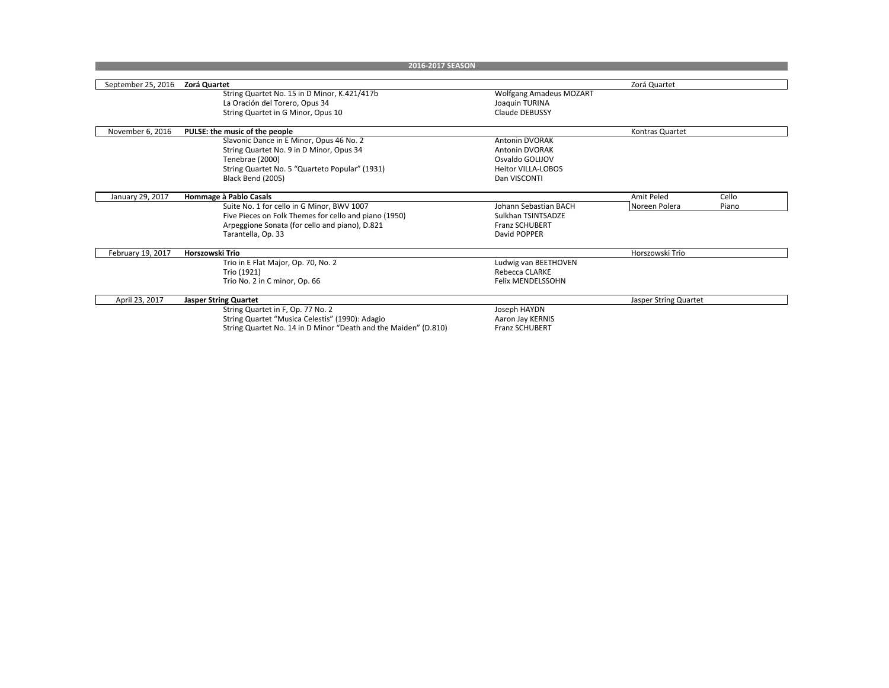## 2016-2017 SEASON

| Date | Program / Work | Composer | Performer | |
|---|---|---|---|---|
| September 25, 2016 | **Zorá Quartet** | | Zorá Quartet | |
| | String Quartet No. 15 in D Minor, K.421/417b | Wolfgang Amadeus MOZART | | |
| | La Oración del Torero, Opus 34 | Joaquin TURINA | | |
| | String Quartet in G Minor, Opus 10 | Claude DEBUSSY | | |
| November 6, 2016 | **PULSE: the music of the people** | | Kontras Quartet | |
| | Slavonic Dance in E Minor, Opus 46 No. 2 | Antonin DVORAK | | |
| | String Quartet No. 9 in D Minor, Opus 34 | Antonin DVORAK | | |
| | Tenebrae (2000) | Osvaldo GOLIJOV | | |
| | String Quartet No. 5 "Quarteto Popular" (1931) | Heitor VILLA-LOBOS | | |
| | Black Bend (2005) | Dan VISCONTI | | |
| January 29, 2017 | **Hommage à Pablo Casals** | | Amit Peled | Cello |
| | Suite No. 1 for cello in G Minor, BWV 1007 | Johann Sebastian BACH | Noreen Polera | Piano |
| | Five Pieces on Folk Themes for cello and piano (1950) | Sulkhan TSINTSADZE | | |
| | Arpeggione Sonata (for cello and piano), D.821 | Franz SCHUBERT | | |
| | Tarantella, Op. 33 | David POPPER | | |
| February 19, 2017 | **Horszowski Trio** | | Horszowski Trio | |
| | Trio in E Flat Major, Op. 70, No. 2 | Ludwig van BEETHOVEN | | |
| | Trio (1921) | Rebecca CLARKE | | |
| | Trio No. 2 in C minor, Op. 66 | Felix MENDELSSOHN | | |
| April 23, 2017 | **Jasper String Quartet** | | Jasper String Quartet | |
| | String Quartet in F, Op. 77 No. 2 | Joseph HAYDN | | |
| | String Quartet "Musica Celestis" (1990): Adagio | Aaron Jay KERNIS | | |
| | String Quartet No. 14 in D Minor "Death and the Maiden" (D.810) | Franz SCHUBERT | | |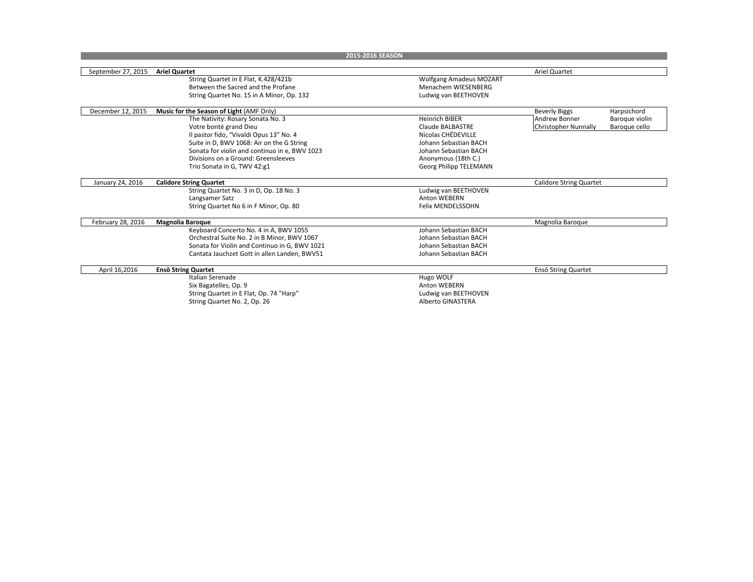## 2015-2016 SEASON

| Date | Program | Composer | Performers | |
|---|---|---|---|---|
| September 27, 2015 | **Ariel Quartet** | | Ariel Quartet | |
| | String Quartet in E Flat, K.428/421b | Wolfgang Amadeus MOZART | | |
| | Between the Sacred and the Profane | Menachem WIESENBERG | | |
| | String Quartet No. 15 in A Minor, Op. 132 | Ludwig van BEETHOVEN | | |
| December 12, 2015 | **Music for the Season of Light** (AMF Only) | | Beverly Biggs | Harpsichord |
| | The Nativity: Rosary Sonata No. 3 | Heinrich BIBER | Andrew Bonner | Baroque violin |
| | Votre bonté grand Dieu | Claude BALBASTRE | Christopher Nunnally | Baroque cello |
| | Il pastor fido, "Vivaldi Opus 13" No. 4 | Nicolas CHÉDEVILLE | | |
| | Suite in D, BWV 1068: Air on the G String | Johann Sebastian BACH | | |
| | Sonata for violin and continuo in e, BWV 1023 | Johann Sebastian BACH | | |
| | Divisions on a Ground: Greensleeves | Anonymous (18th C.) | | |
| | Trio Sonata in G, TWV 42:g1 | Georg Philipp TELEMANN | | |
| January 24, 2016 | **Calidore String Quartet** | | Calidore String Quartet | |
| | String Quartet No. 3 in D, Op. 18 No. 3 | Ludwig van BEETHOVEN | | |
| | Langsamer Satz | Anton WEBERN | | |
| | String Quartet No 6 in F Minor, Op. 80 | Felix MENDELSSOHN | | |
| February 28, 2016 | **Magnolia Baroque** | | Magnolia Baroque | |
| | Keyboard Concerto No. 4 in A, BWV 1055 | Johann Sebastian BACH | | |
| | Orchestral Suite No. 2 in B Minor, BWV 1067 | Johann Sebastian BACH | | |
| | Sonata for Violin and Continuo in G, BWV 1021 | Johann Sebastian BACH | | |
| | Cantata Jauchzet Gott in allen Landen, BWV51 | Johann Sebastian BACH | | |
| April 16,2016 | **Ensō String Quartet** | | Ensō String Quartet | |
| | Italian Serenade | Hugo WOLF | | |
| | Six Bagatelles, Op. 9 | Anton WEBERN | | |
| | String Quartet in E Flat, Op. 74 "Harp" | Ludwig van BEETHOVEN | | |
| | String Quartet No. 2, Op. 26 | Alberto GINASTERA | | |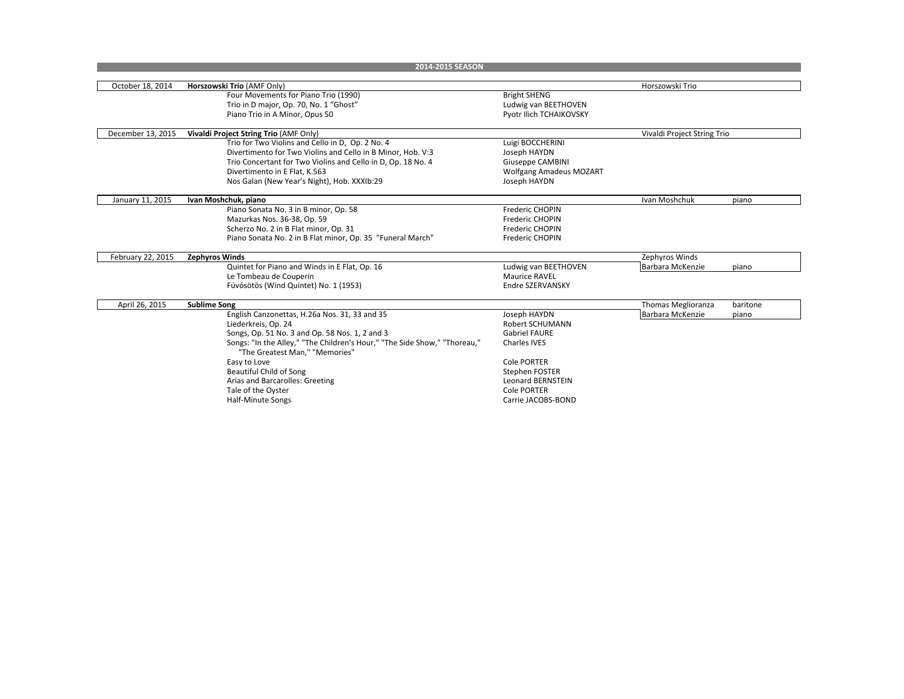## 2014-2015 SEASON

| Date | Program | Composer | Performer | Instrument |
|---|---|---|---|---|
| October 18, 2014 | **Horszowski Trio** (AMF Only) | | Horszowski Trio | |
| | Four Movements for Piano Trio (1990) | Bright SHENG | | |
| | Trio in D major, Op. 70, No. 1 “Ghost” | Ludwig van BEETHOVEN | | |
| | Piano Trio in A Minor, Opus 50 | Pyotr Ilich TCHAIKOVSKY | | |
| December 13, 2015 | **Vivaldi Project String Trio** (AMF Only) | | Vivaldi Project String Trio | |
| | Trio for Two Violins and Cello in D, Op. 2 No. 4 | Luigi BOCCHERINI | | |
| | Divertimento for Two Violins and Cello in B Minor, Hob. V:3 | Joseph HAYDN | | |
| | Trio Concertant for Two Violins and Cello in D, Op. 18 No. 4 | Giuseppe CAMBINI | | |
| | Divertimento in E Flat, K.563 | Wolfgang Amadeus MOZART | | |
| | Nos Galan (New Year’s Night), Hob. XXXIb:29 | Joseph HAYDN | | |
| January 11, 2015 | **Ivan Moshchuk, piano** | | Ivan Moshchuk | piano |
| | Piano Sonata No. 3 in B minor, Op. 58 | Frederic CHOPIN | | |
| | Mazurkas Nos. 36-38, Op. 59 | Frederic CHOPIN | | |
| | Scherzo No. 2 in B Flat minor, Op. 31 | Frederic CHOPIN | | |
| | Piano Sonata No. 2 in B Flat minor, Op. 35 "Funeral March" | Frederic CHOPIN | | |
| February 22, 2015 | **Zephyros Winds** | | Zephyros Winds | |
| | Quintet for Piano and Winds in E Flat, Op. 16 | Ludwig van BEETHOVEN | Barbara McKenzie | piano |
| | Le Tombeau de Couperin | Maurice RAVEL | | |
| | Fúvósötös (Wind Quintet) No. 1 (1953) | Endre SZERVANSKY | | |
| April 26, 2015 | **Sublime Song** | | Thomas Meglioranza | baritone |
| | English Canzonettas, H.26a Nos. 31, 33 and 35 | Joseph HAYDN | Barbara McKenzie | piano |
| | Liederkreis, Op. 24 | Robert SCHUMANN | | |
| | Songs, Op. 51 No. 3 and Op. 58 Nos. 1, 2 and 3 | Gabriel FAURE | | |
| | Songs: "In the Alley," "The Children's Hour," "The Side Show," "Thoreau," "The Greatest Man," "Memories" | Charles IVES | | |
| | Easy to Love | Cole PORTER | | |
| | Beautiful Child of Song | Stephen FOSTER | | |
| | Arias and Barcarolles: Greeting | Leonard BERNSTEIN | | |
| | Tale of the Oyster | Cole PORTER | | |
| | Half-Minute Songs | Carrie JACOBS-BOND | | |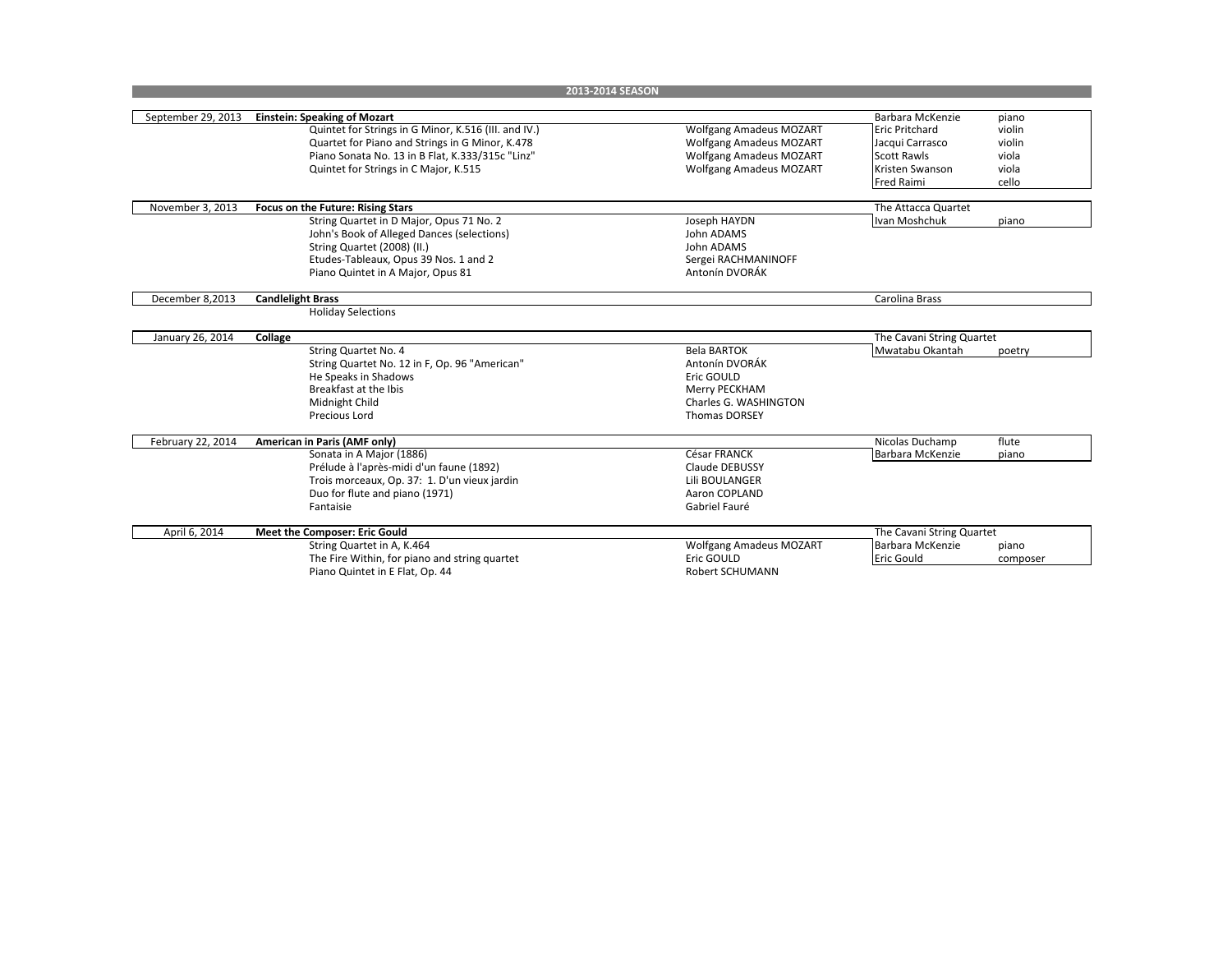## 2013-2014 SEASON

| Date | Program / Work | Composer | Performer | Instrument |
|---|---|---|---|---|
| September 29, 2013 | **Einstein: Speaking of Mozart** | | Barbara McKenzie | piano |
| | Quintet for Strings in G Minor, K.516 (III. and IV.) | Wolfgang Amadeus MOZART | Eric Pritchard | violin |
| | Quartet for Piano and Strings in G Minor, K.478 | Wolfgang Amadeus MOZART | Jacqui Carrasco | violin |
| | Piano Sonata No. 13 in B Flat, K.333/315c "Linz" | Wolfgang Amadeus MOZART | Scott Rawls | viola |
| | Quintet for Strings in C Major, K.515 | Wolfgang Amadeus MOZART | Kristen Swanson | viola |
| | | | Fred Raimi | cello |
| November 3, 2013 | **Focus on the Future: Rising Stars** | | The Attacca Quartet | |
| | String Quartet in D Major, Opus 71 No. 2 | Joseph HAYDN | Ivan Moshchuk | piano |
| | John's Book of Alleged Dances (selections) | John ADAMS | | |
| | String Quartet (2008) (II.) | John ADAMS | | |
| | Etudes-Tableaux, Opus 39 Nos. 1 and 2 | Sergei RACHMANINOFF | | |
| | Piano Quintet in A Major, Opus 81 | Antonín DVORÁK | | |
| December 8,2013 | **Candlelight Brass** | | Carolina Brass | |
| | Holiday Selections | | | |
| January 26, 2014 | **Collage** | | The Cavani String Quartet | |
| | String Quartet No. 4 | Bela BARTOK | Mwatabu Okantah | poetry |
| | String Quartet No. 12 in F, Op. 96 "American" | Antonín DVORÁK | | |
| | He Speaks in Shadows | Eric GOULD | | |
| | Breakfast at the Ibis | Merry PECKHAM | | |
| | Midnight Child | Charles G. WASHINGTON | | |
| | Precious Lord | Thomas DORSEY | | |
| February 22, 2014 | **American in Paris (AMF only)** | | Nicolas Duchamp | flute |
| | Sonata in A Major (1886) | César FRANCK | Barbara McKenzie | piano |
| | Prélude à l'après-midi d'un faune (1892) | Claude DEBUSSY | | |
| | Trois morceaux, Op. 37: 1. D'un vieux jardin | Lili BOULANGER | | |
| | Duo for flute and piano (1971) | Aaron COPLAND | | |
| | Fantaisie | Gabriel Fauré | | |
| April 6, 2014 | **Meet the Composer: Eric Gould** | | The Cavani String Quartet | |
| | String Quartet in A, K.464 | Wolfgang Amadeus MOZART | Barbara McKenzie | piano |
| | The Fire Within, for piano and string quartet | Eric GOULD | Eric Gould | composer |
| | Piano Quintet in E Flat, Op. 44 | Robert SCHUMANN | | |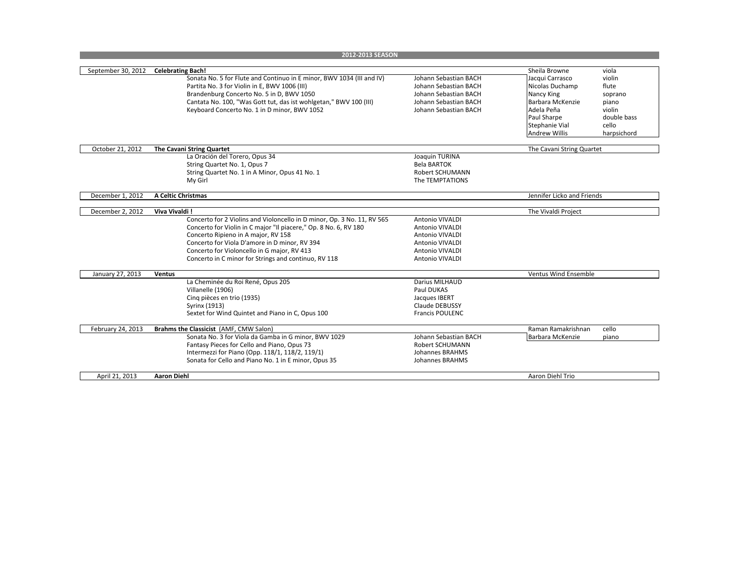## 2012-2013 SEASON

| Date | Program | Composer | Performer | Instrument |
|---|---|---|---|---|
| September 30, 2012 | **Celebrating Bach!** | | Sheila Browne | viola |
| | Sonata No. 5 for Flute and Continuo in E minor, BWV 1034 (III and IV) | Johann Sebastian BACH | Jacqui Carrasco | violin |
| | Partita No. 3 for Violin in E, BWV 1006 (III) | Johann Sebastian BACH | Nicolas Duchamp | flute |
| | Brandenburg Concerto No. 5 in D, BWV 1050 | Johann Sebastian BACH | Nancy King | soprano |
| | Cantata No. 100, "Was Gott tut, das ist wohlgetan," BWV 100 (III) | Johann Sebastian BACH | Barbara McKenzie | piano |
| | Keyboard Concerto No. 1 in D minor, BWV 1052 | Johann Sebastian BACH | Adela Peña | violin |
| | | | Paul Sharpe | double bass |
| | | | Stephanie Vial | cello |
| | | | Andrew Willis | harpsichord |
| October 21, 2012 | **The Cavani String Quartet** | | The Cavani String Quartet | |
| | La Oración del Torero, Opus 34 | Joaquin TURINA | | |
| | String Quartet No. 1, Opus 7 | Bela BARTOK | | |
| | String Quartet No. 1 in A Minor, Opus 41 No. 1 | Robert SCHUMANN | | |
| | My Girl | The TEMPTATIONS | | |
| December 1, 2012 | **A Celtic Christmas** | | Jennifer Licko and Friends | |
| December 2, 2012 | **Viva Vivaldi !** | | The Vivaldi Project | |
| | Concerto for 2 Violins and Violoncello in D minor, Op. 3 No. 11, RV 565 | Antonio VIVALDI | | |
| | Concerto for Violin in C major "Il piacere," Op. 8 No. 6, RV 180 | Antonio VIVALDI | | |
| | Concerto Ripieno in A major, RV 158 | Antonio VIVALDI | | |
| | Concerto for Viola D'amore in D minor, RV 394 | Antonio VIVALDI | | |
| | Concerto for Violoncello in G major, RV 413 | Antonio VIVALDI | | |
| | Concerto in C minor for Strings and continuo, RV 118 | Antonio VIVALDI | | |
| January 27, 2013 | **Ventus** | | Ventus Wind Ensemble | |
| | La Cheminée du Roi René, Opus 205 | Darius MILHAUD | | |
| | Villanelle (1906) | Paul DUKAS | | |
| | Cinq pièces en trio (1935) | Jacques IBERT | | |
| | Syrinx (1913) | Claude DEBUSSY | | |
| | Sextet for Wind Quintet and Piano in C, Opus 100 | Francis POULENC | | |
| February 24, 2013 | **Brahms the Classicist** (AMF, CMW Salon) | | Raman Ramakrishnan | cello |
| | Sonata No. 3 for Viola da Gamba in G minor, BWV 1029 | Johann Sebastian BACH | Barbara McKenzie | piano |
| | Fantasy Pieces for Cello and Piano, Opus 73 | Robert SCHUMANN | | |
| | Intermezzi for Piano (Opp. 118/1, 118/2, 119/1) | Johannes BRAHMS | | |
| | Sonata for Cello and Piano No. 1 in E minor, Opus 35 | Johannes BRAHMS | | |
| April 21, 2013 | **Aaron Diehl** | | Aaron Diehl Trio | |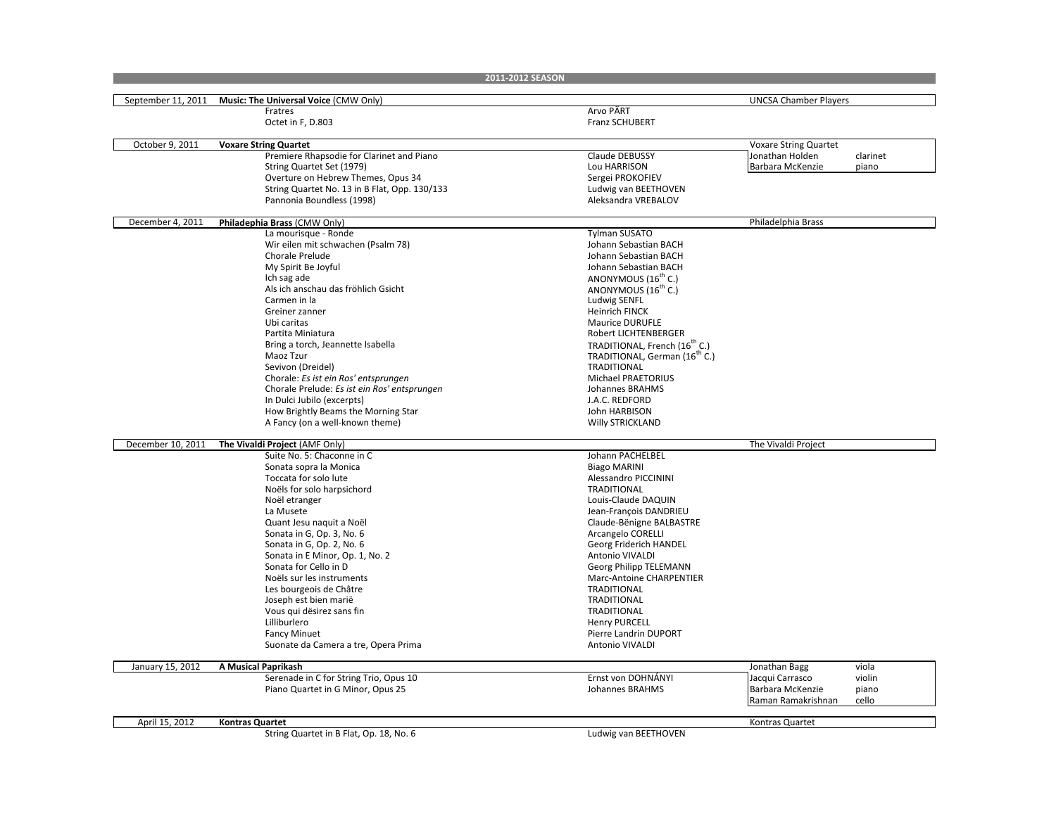## 2011-2012 SEASON

| Date | Program / Work | Composer | Performers | |
|---|---|---|---|---|
| September 11, 2011 | **Music: The Universal Voice** (CMW Only) | | UNCSA Chamber Players | |
| | Fratres | Arvo PÄRT | | |
| | Octet in F, D.803 | Franz SCHUBERT | | |
| | | | | |
| October 9, 2011 | **Voxare String Quartet** | | Voxare String Quartet | |
| | Premiere Rhapsodie for Clarinet and Piano | Claude DEBUSSY | Jonathan Holden | clarinet |
| | String Quartet Set (1979) | Lou HARRISON | Barbara McKenzie | piano |
| | Overture on Hebrew Themes, Opus 34 | Sergei PROKOFIEV | | |
| | String Quartet No. 13 in B Flat, Opp. 130/133 | Ludwig van BEETHOVEN | | |
| | Pannonia Boundless (1998) | Aleksandra VREBALOV | | |
| | | | | |
| December 4, 2011 | **Philadephia Brass** (CMW Only) | | Philadelphia Brass | |
| | La mourisque - Ronde | Tylman SUSATO | | |
| | Wir eilen mit schwachen (Psalm 78) | Johann Sebastian BACH | | |
| | Chorale Prelude | Johann Sebastian BACH | | |
| | My Spirit Be Joyful | Johann Sebastian BACH | | |
| | Ich sag ade | ANONYMOUS (16th C.) | | |
| | Als ich anschau das fröhlich Gsicht | ANONYMOUS (16th C.) | | |
| | Carmen in la | Ludwig SENFL | | |
| | Greiner zanner | Heinrich FINCK | | |
| | Ubi caritas | Maurice DURUFLE | | |
| | Partita Miniatura | Robert LICHTENBERGER | | |
| | Bring a torch, Jeannette Isabella | TRADITIONAL, French (16th C.) | | |
| | Maoz Tzur | TRADITIONAL, German (16th C.) | | |
| | Sevivon (Dreidel) | TRADITIONAL | | |
| | Chorale: *Es ist ein Ros' entsprungen* | Michael PRAETORIUS | | |
| | Chorale Prelude: *Es ist ein Ros' entsprungen* | Johannes BRAHMS | | |
| | In Dulci Jubilo (excerpts) | J.A.C. REDFORD | | |
| | How Brightly Beams the Morning Star | John HARBISON | | |
| | A Fancy (on a well-known theme) | Willy STRICKLAND | | |
| | | | | |
| December 10, 2011 | **The Vivaldi Project** (AMF Only) | | The Vivaldi Project | |
| | Suite No. 5: Chaconne in C | Johann PACHELBEL | | |
| | Sonata sopra la Monica | Biago MARINI | | |
| | Toccata for solo lute | Alessandro PICCININI | | |
| | Noëls for solo harpsichord | TRADITIONAL | | |
| | Noël etranger | Louis-Claude DAQUIN | | |
| | La Musete | Jean-François DANDRIEU | | |
| | Quant Jesu naquit a Noël | Claude-Bënigne BALBASTRE | | |
| | Sonata in G, Op. 3, No. 6 | Arcangelo CORELLI | | |
| | Sonata in G, Op. 2, No. 6 | Georg Friderich HANDEL | | |
| | Sonata in E Minor, Op. 1, No. 2 | Antonio VIVALDI | | |
| | Sonata for Cello in D | Georg Philipp TELEMANN | | |
| | Noëls sur les instruments | Marc-Antoine CHARPENTIER | | |
| | Les bourgeois de Châtre | TRADITIONAL | | |
| | Joseph est bien marië | TRADITIONAL | | |
| | Vous qui dësirez sans fin | TRADITIONAL | | |
| | Lilliburlero | Henry PURCELL | | |
| | Fancy Minuet | Pierre Landrin DUPORT | | |
| | Suonate da Camera a tre, Opera Prima | Antonio VIVALDI | | |
| | | | | |
| January 15, 2012 | **A Musical Paprikash** | | Jonathan Bagg | viola |
| | Serenade in C for String Trio, Opus 10 | Ernst von DOHNÁNYI | Jacqui Carrasco | violin |
| | Piano Quartet in G Minor, Opus 25 | Johannes BRAHMS | Barbara McKenzie | piano |
| | | | Raman Ramakrishnan | cello |
| | | | | |
| April 15, 2012 | **Kontras Quartet** | | Kontras Quartet | |
| | String Quartet in B Flat, Op. 18, No. 6 | Ludwig van BEETHOVEN | | |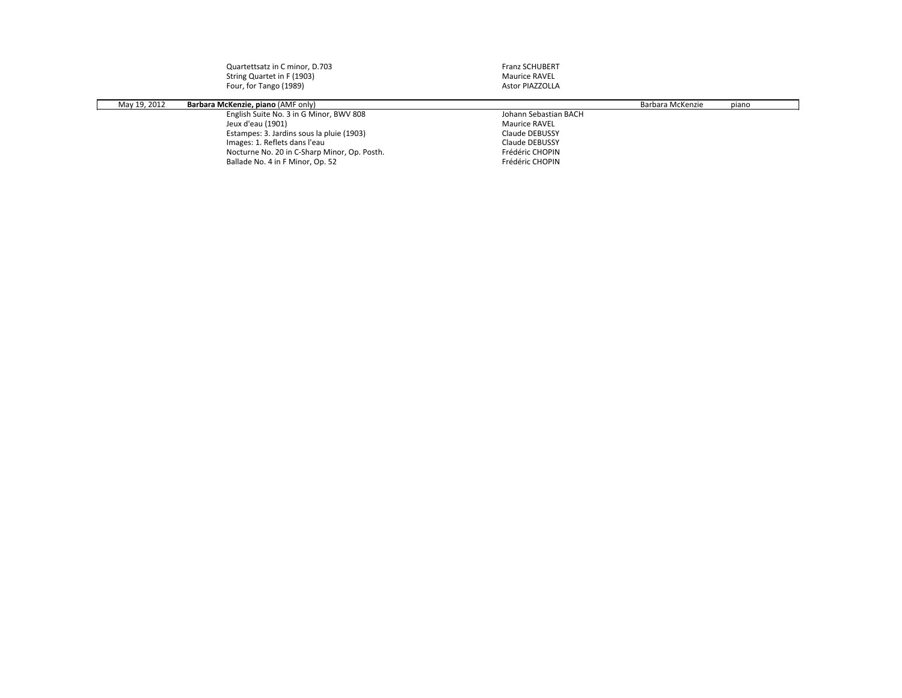| Date | Program | Composer | Performer | Instrument |
| --- | --- | --- | --- | --- |
| | Quartettsatz in C minor, D.703 | Franz SCHUBERT | | |
| | String Quartet in F (1903) | Maurice RAVEL | | |
| | Four, for Tango (1989) | Astor PIAZZOLLA | | |
| May 19, 2012 | **Barbara McKenzie, piano** (AMF only) | | Barbara McKenzie | piano |
| | English Suite No. 3 in G Minor, BWV 808 | Johann Sebastian BACH | | |
| | Jeux d'eau (1901) | Maurice RAVEL | | |
| | Estampes: 3. Jardins sous la pluie (1903) | Claude DEBUSSY | | |
| | Images: 1. Reflets dans l'eau | Claude DEBUSSY | | |
| | Nocturne No. 20 in C-Sharp Minor, Op. Posth. | Frédéric CHOPIN | | |
| | Ballade No. 4 in F Minor, Op. 52 | Frédéric CHOPIN | | |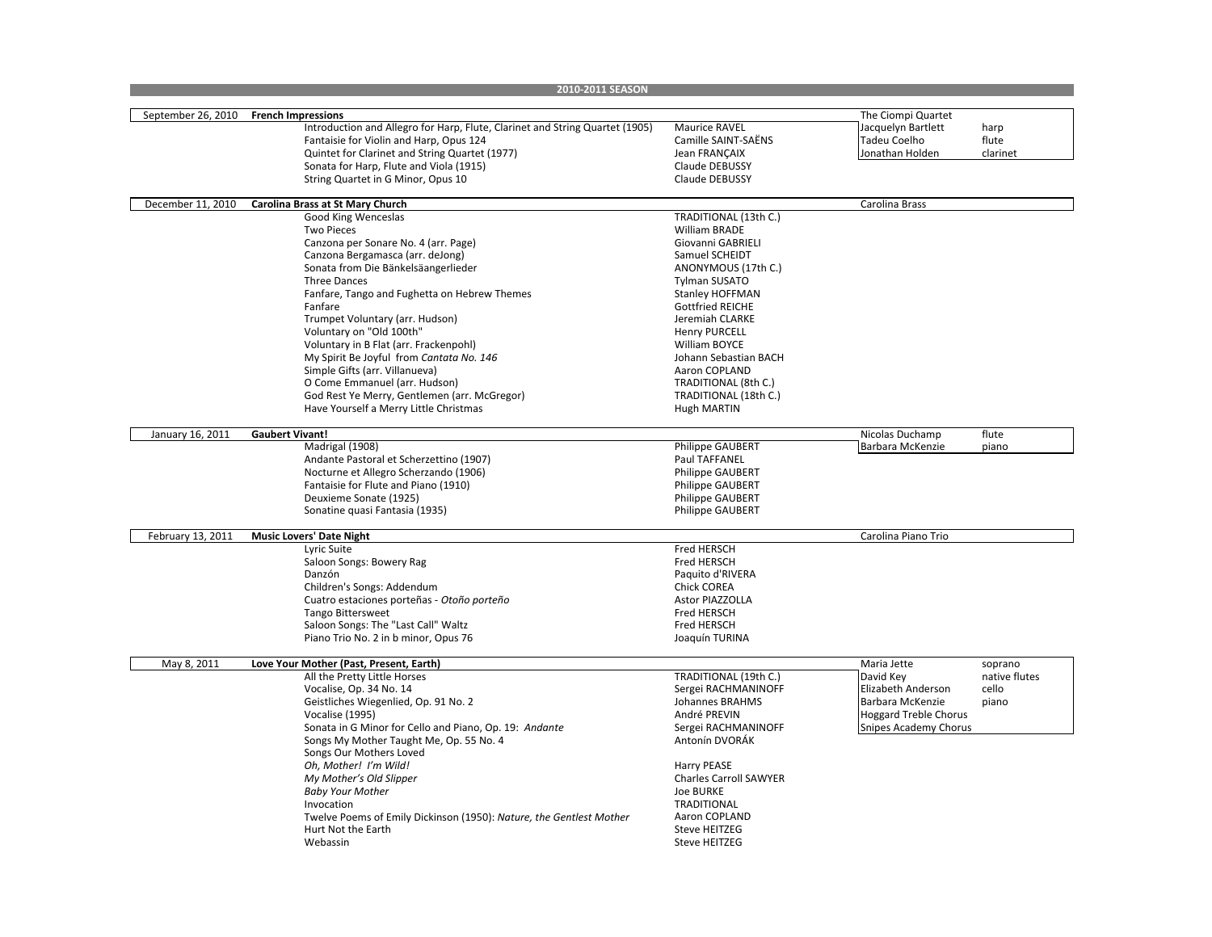## 2010-2011 SEASON

| Date | Program / Work | Composer | Performers | |
|---|---|---|---|---|
| September 26, 2010 | **French Impressions** | | The Ciompi Quartet | |
| | Introduction and Allegro for Harp, Flute, Clarinet and String Quartet (1905) | Maurice RAVEL | Jacquelyn Bartlett | harp |
| | Fantaisie for Violin and Harp, Opus 124 | Camille SAINT-SAËNS | Tadeu Coelho | flute |
| | Quintet for Clarinet and String Quartet (1977) | Jean FRANÇAIX | Jonathan Holden | clarinet |
| | Sonata for Harp, Flute and Viola (1915) | Claude DEBUSSY | | |
| | String Quartet in G Minor, Opus 10 | Claude DEBUSSY | | |
| December 11, 2010 | **Carolina Brass at St Mary Church** | | Carolina Brass | |
| | Good King Wenceslas | TRADITIONAL (13th C.) | | |
| | Two Pieces | William BRADE | | |
| | Canzona per Sonare No. 4 (arr. Page) | Giovanni GABRIELI | | |
| | Canzona Bergamasca (arr. deJong) | Samuel SCHEIDT | | |
| | Sonata from Die Bänkelsäangerlieder | ANONYMOUS (17th C.) | | |
| | Three Dances | Tylman SUSATO | | |
| | Fanfare, Tango and Fughetta on Hebrew Themes | Stanley HOFFMAN | | |
| | Fanfare | Gottfried REICHE | | |
| | Trumpet Voluntary (arr. Hudson) | Jeremiah CLARKE | | |
| | Voluntary on "Old 100th" | Henry PURCELL | | |
| | Voluntary in B Flat (arr. Frackenpohl) | William BOYCE | | |
| | My Spirit Be Joyful from *Cantata No. 146* | Johann Sebastian BACH | | |
| | Simple Gifts (arr. Villanueva) | Aaron COPLAND | | |
| | O Come Emmanuel (arr. Hudson) | TRADITIONAL (8th C.) | | |
| | God Rest Ye Merry, Gentlemen (arr. McGregor) | TRADITIONAL (18th C.) | | |
| | Have Yourself a Merry Little Christmas | Hugh MARTIN | | |
| January 16, 2011 | **Gaubert Vivant!** | | Nicolas Duchamp | flute |
| | Madrigal (1908) | Philippe GAUBERT | Barbara McKenzie | piano |
| | Andante Pastoral et Scherzettino (1907) | Paul TAFFANEL | | |
| | Nocturne et Allegro Scherzando (1906) | Philippe GAUBERT | | |
| | Fantaisie for Flute and Piano (1910) | Philippe GAUBERT | | |
| | Deuxieme Sonate (1925) | Philippe GAUBERT | | |
| | Sonatine quasi Fantasia (1935) | Philippe GAUBERT | | |
| February 13, 2011 | **Music Lovers' Date Night** | | Carolina Piano Trio | |
| | Lyric Suite | Fred HERSCH | | |
| | Saloon Songs: Bowery Rag | Fred HERSCH | | |
| | Danzón | Paquito d'RIVERA | | |
| | Children's Songs: Addendum | Chick COREA | | |
| | Cuatro estaciones porteñas - *Otoño porteño* | Astor PIAZZOLLA | | |
| | Tango Bittersweet | Fred HERSCH | | |
| | Saloon Songs: The "Last Call" Waltz | Fred HERSCH | | |
| | Piano Trio No. 2 in b minor, Opus 76 | Joaquín TURINA | | |
| May 8, 2011 | **Love Your Mother (Past, Present, Earth)** | | Maria Jette | soprano |
| | All the Pretty Little Horses | TRADITIONAL (19th C.) | David Key | native flutes |
| | Vocalise, Op. 34 No. 14 | Sergei RACHMANINOFF | Elizabeth Anderson | cello |
| | Geistliches Wiegenlied, Op. 91 No. 2 | Johannes BRAHMS | Barbara McKenzie | piano |
| | Vocalise (1995) | André PREVIN | Hoggard Treble Chorus | |
| | Sonata in G Minor for Cello and Piano, Op. 19: *Andante* | Sergei RACHMANINOFF | Snipes Academy Chorus | |
| | Songs My Mother Taught Me, Op. 55 No. 4 | Antonín DVORÁK | | |
| | Songs Our Mothers Loved | | | |
| | *Oh, Mother! I'm Wild!* | Harry PEASE | | |
| | *My Mother's Old Slipper* | Charles Carroll SAWYER | | |
| | *Baby Your Mother* | Joe BURKE | | |
| | Invocation | TRADITIONAL | | |
| | Twelve Poems of Emily Dickinson (1950): *Nature, the Gentlest Mother* | Aaron COPLAND | | |
| | Hurt Not the Earth | Steve HEITZEG | | |
| | Webassin | Steve HEITZEG | | |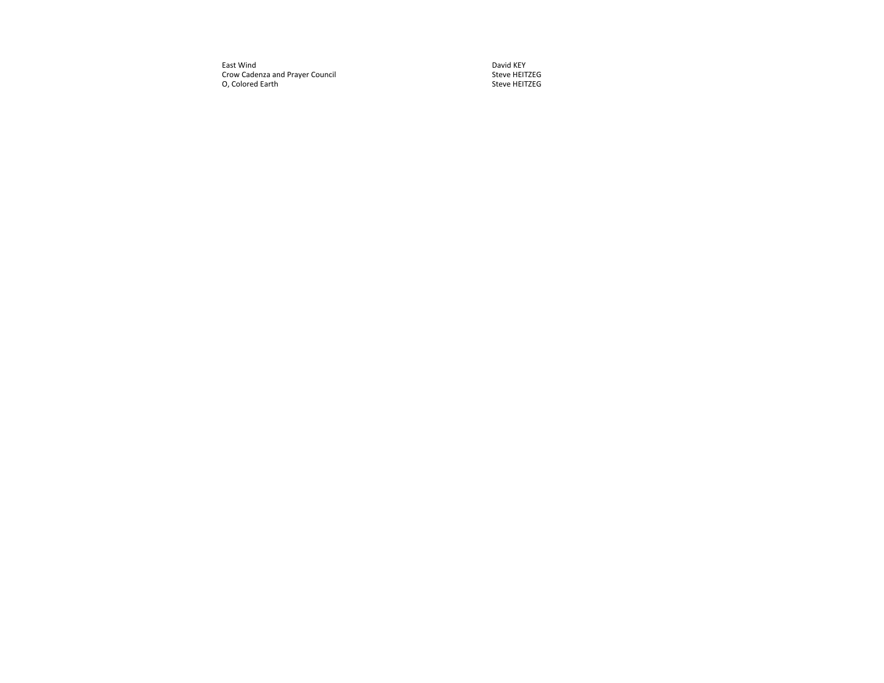| | |
|---|---|
| East Wind | David KEY |
| Crow Cadenza and Prayer Council | Steve HEITZEG |
| O, Colored Earth | Steve HEITZEG |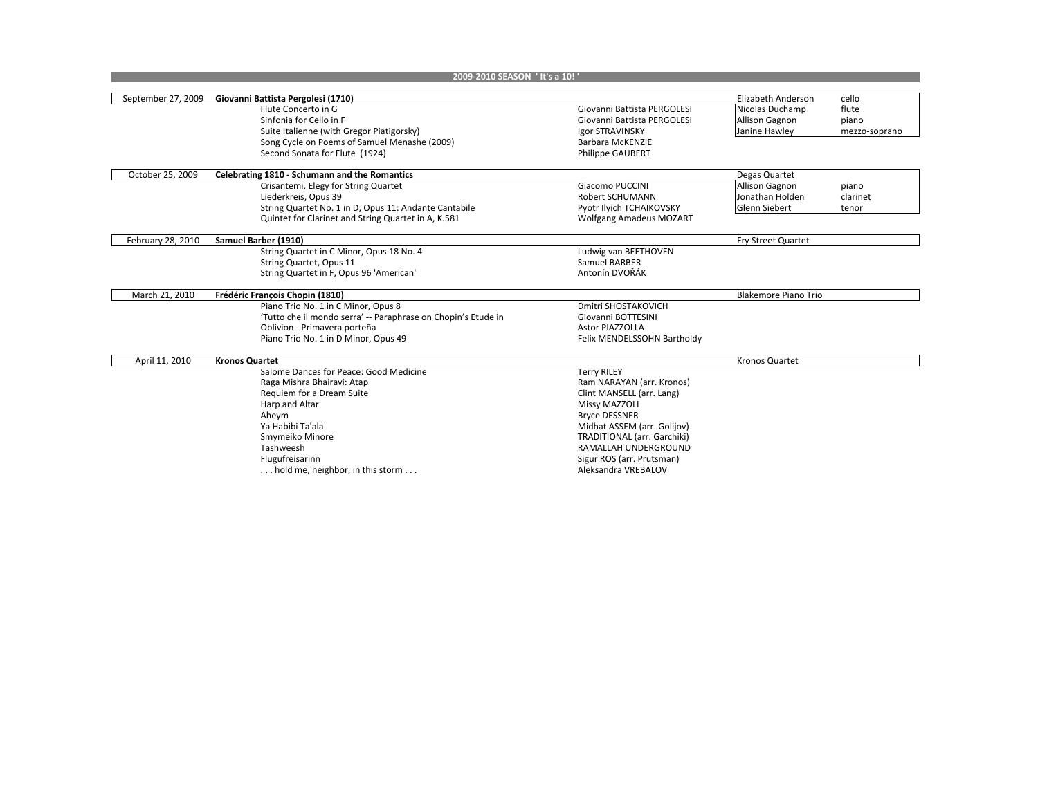## 2009-2010 SEASON ' It's a 10! '

| Date | Program | Composer | Performer | Instrument |
|---|---|---|---|---|
| September 27, 2009 | **Giovanni Battista Pergolesi (1710)** | | Elizabeth Anderson | cello |
| | Flute Concerto in G | Giovanni Battista PERGOLESI | Nicolas Duchamp | flute |
| | Sinfonia for Cello in F | Giovanni Battista PERGOLESI | Allison Gagnon | piano |
| | Suite Italienne (with Gregor Piatigorsky) | Igor STRAVINSKY | Janine Hawley | mezzo-soprano |
| | Song Cycle on Poems of Samuel Menashe (2009) | Barbara McKENZIE | | |
| | Second Sonata for Flute (1924) | Philippe GAUBERT | | |
| October 25, 2009 | **Celebrating 1810 - Schumann and the Romantics** | | Degas Quartet | |
| | Crisantemi, Elegy for String Quartet | Giacomo PUCCINI | Allison Gagnon | piano |
| | Liederkreis, Opus 39 | Robert SCHUMANN | Jonathan Holden | clarinet |
| | String Quartet No. 1 in D, Opus 11: Andante Cantabile | Pyotr Ilyich TCHAIKOVSKY | Glenn Siebert | tenor |
| | Quintet for Clarinet and String Quartet in A, K.581 | Wolfgang Amadeus MOZART | | |
| February 28, 2010 | **Samuel Barber (1910)** | | Fry Street Quartet | |
| | String Quartet in C Minor, Opus 18 No. 4 | Ludwig van BEETHOVEN | | |
| | String Quartet, Opus 11 | Samuel BARBER | | |
| | String Quartet in F, Opus 96 'American' | Antonín DVOŘÁK | | |
| March 21, 2010 | **Frédéric François Chopin (1810)** | | Blakemore Piano Trio | |
| | Piano Trio No. 1 in C Minor, Opus 8 | Dmitri SHOSTAKOVICH | | |
| | 'Tutto che il mondo serra' -- Paraphrase on Chopin's Etude in | Giovanni BOTTESINI | | |
| | Oblivion - Primavera porteña | Astor PIAZZOLLA | | |
| | Piano Trio No. 1 in D Minor, Opus 49 | Felix MENDELSSOHN Bartholdy | | |
| April 11, 2010 | **Kronos Quartet** | | Kronos Quartet | |
| | Salome Dances for Peace: Good Medicine | Terry RILEY | | |
| | Raga Mishra Bhairavi: Atap | Ram NARAYAN (arr. Kronos) | | |
| | Requiem for a Dream Suite | Clint MANSELL (arr. Lang) | | |
| | Harp and Altar | Missy MAZZOLI | | |
| | Aheym | Bryce DESSNER | | |
| | Ya Habibi Ta'ala | Midhat ASSEM (arr. Golijov) | | |
| | Smymeiko Minore | TRADITIONAL (arr. Garchiki) | | |
| | Tashweesh | RAMALLAH UNDERGROUND | | |
| | Flugufreisarinn | Sigur ROS (arr. Prutsman) | | |
| | . . . hold me, neighbor, in this storm . . . | Aleksandra VREBALOV | | |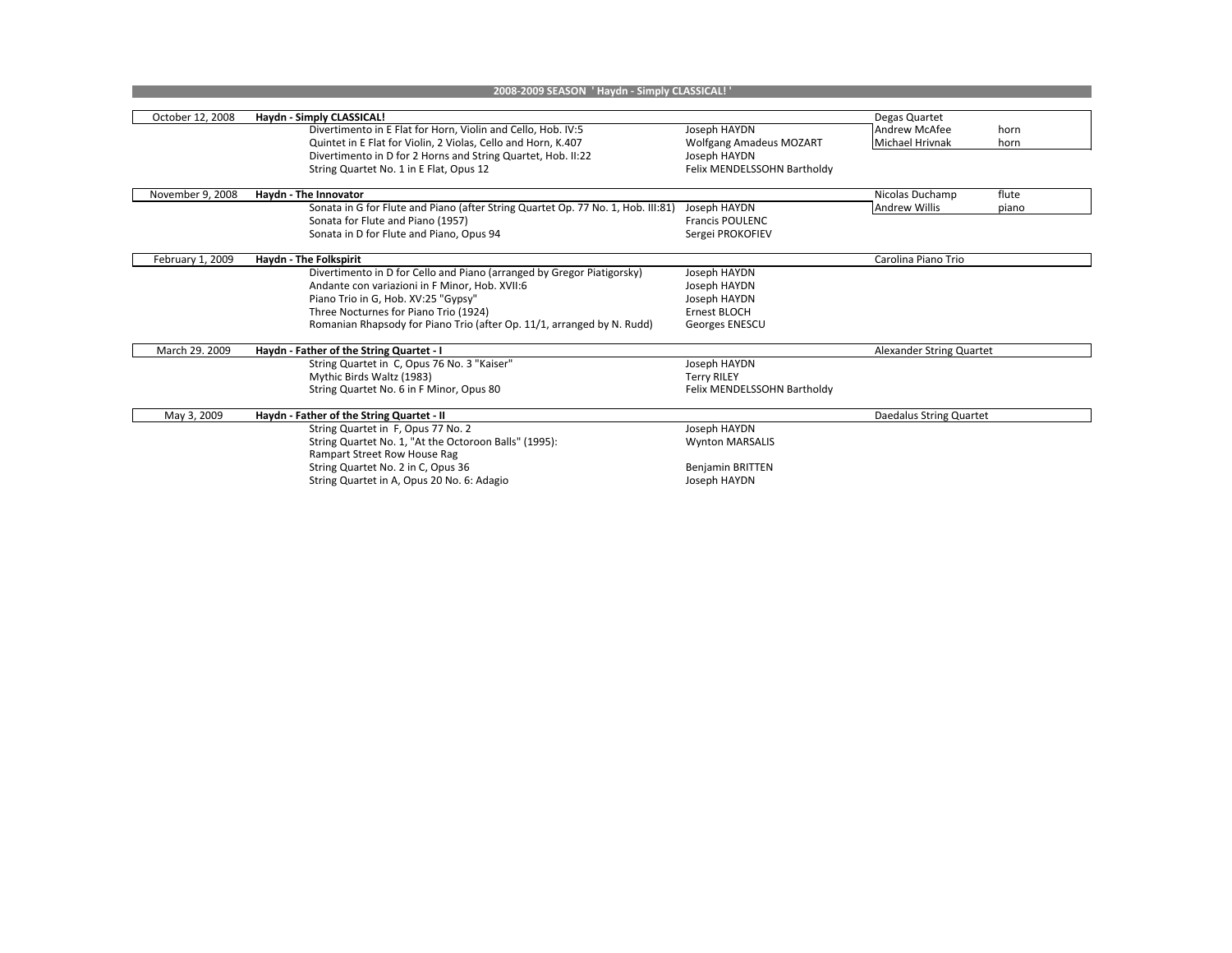## 2008-2009 SEASON ' Haydn - Simply CLASSICAL! '

| Date | Program | Composer | Performers | |
|---|---|---|---|---|
| October 12, 2008 | **Haydn - Simply CLASSICAL!** | | Degas Quartet | |
| | Divertimento in E Flat for Horn, Violin and Cello, Hob. IV:5 | Joseph HAYDN | Andrew McAfee | horn |
| | Quintet in E Flat for Violin, 2 Violas, Cello and Horn, K.407 | Wolfgang Amadeus MOZART | Michael Hrivnak | horn |
| | Divertimento in D for 2 Horns and String Quartet, Hob. II:22 | Joseph HAYDN | | |
| | String Quartet No. 1 in E Flat, Opus 12 | Felix MENDELSSOHN Bartholdy | | |
| November 9, 2008 | **Haydn - The Innovator** | | Nicolas Duchamp | flute |
| | Sonata in G for Flute and Piano (after String Quartet Op. 77 No. 1, Hob. III:81) | Joseph HAYDN | Andrew Willis | piano |
| | Sonata for Flute and Piano (1957) | Francis POULENC | | |
| | Sonata in D for Flute and Piano, Opus 94 | Sergei PROKOFIEV | | |
| February 1, 2009 | **Haydn - The Folkspirit** | | Carolina Piano Trio | |
| | Divertimento in D for Cello and Piano (arranged by Gregor Piatigorsky) | Joseph HAYDN | | |
| | Andante con variazioni in F Minor, Hob. XVII:6 | Joseph HAYDN | | |
| | Piano Trio in G, Hob. XV:25 "Gypsy" | Joseph HAYDN | | |
| | Three Nocturnes for Piano Trio (1924) | Ernest BLOCH | | |
| | Romanian Rhapsody for Piano Trio (after Op. 11/1, arranged by N. Rudd) | Georges ENESCU | | |
| March 29. 2009 | **Haydn - Father of the String Quartet - I** | | Alexander String Quartet | |
| | String Quartet in C, Opus 76 No. 3 "Kaiser" | Joseph HAYDN | | |
| | Mythic Birds Waltz (1983) | Terry RILEY | | |
| | String Quartet No. 6 in F Minor, Opus 80 | Felix MENDELSSOHN Bartholdy | | |
| May 3, 2009 | **Haydn - Father of the String Quartet - II** | | Daedalus String Quartet | |
| | String Quartet in F, Opus 77 No. 2 | Joseph HAYDN | | |
| | String Quartet No. 1, "At the Octoroon Balls" (1995): Rampart Street Row House Rag | Wynton MARSALIS | | |
| | String Quartet No. 2 in C, Opus 36 | Benjamin BRITTEN | | |
| | String Quartet in A, Opus 20 No. 6: Adagio | Joseph HAYDN | | |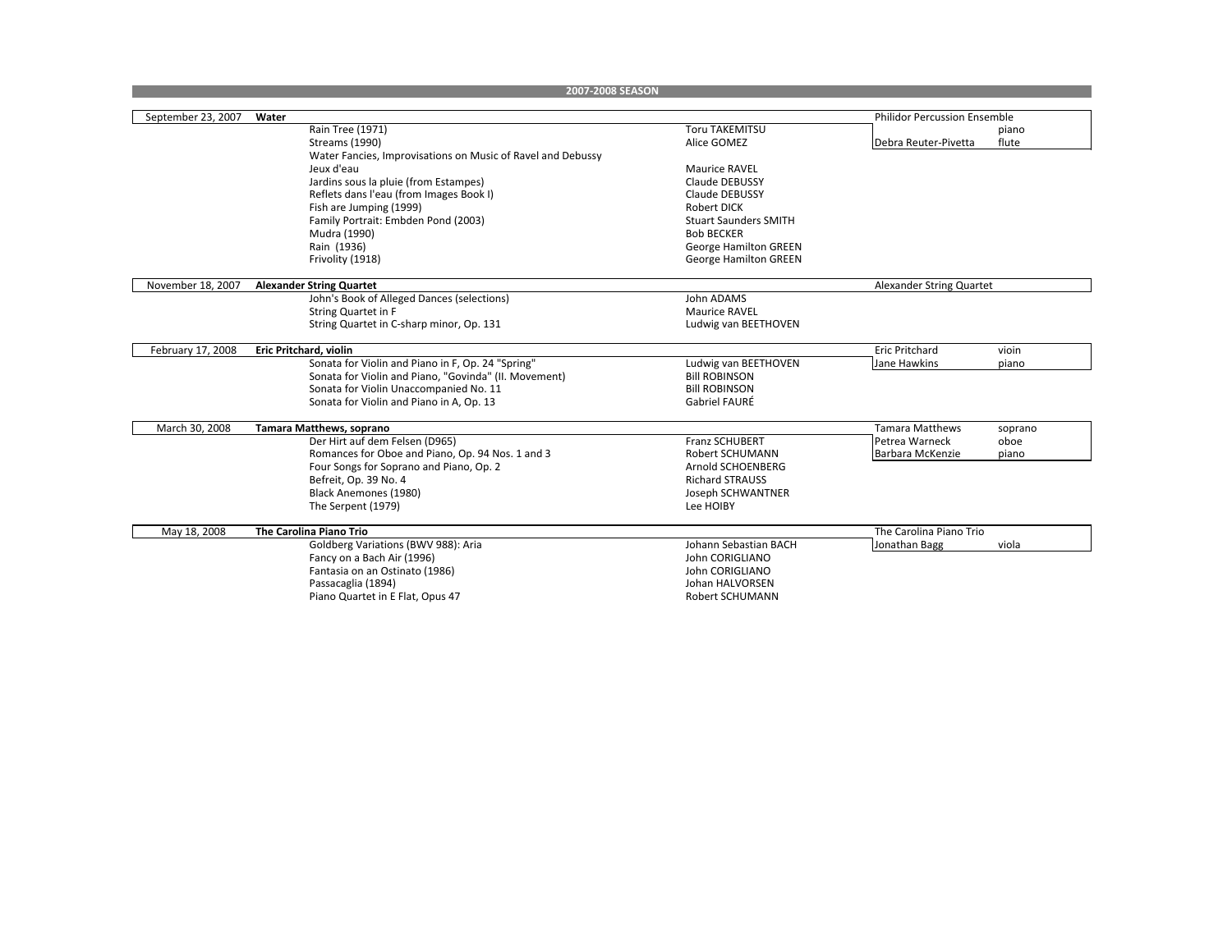## 2007-2008 SEASON

| Date | Program / Work | Composer | Performer | Instrument |
|---|---|---|---|---|
| September 23, 2007 | **Water** | | Philidor Percussion Ensemble | |
| | Rain Tree (1971) | Toru TAKEMITSU | | piano |
| | Streams (1990) | Alice GOMEZ | Debra Reuter-Pivetta | flute |
| | Water Fancies, Improvisations on Music of Ravel and Debussy | | | |
| | Jeux d'eau | Maurice RAVEL | | |
| | Jardins sous la pluie (from Estampes) | Claude DEBUSSY | | |
| | Reflets dans l'eau (from Images Book I) | Claude DEBUSSY | | |
| | Fish are Jumping (1999) | Robert DICK | | |
| | Family Portrait: Embden Pond (2003) | Stuart Saunders SMITH | | |
| | Mudra (1990) | Bob BECKER | | |
| | Rain (1936) | George Hamilton GREEN | | |
| | Frivolity (1918) | George Hamilton GREEN | | |
| November 18, 2007 | **Alexander String Quartet** | | Alexander String Quartet | |
| | John's Book of Alleged Dances (selections) | John ADAMS | | |
| | String Quartet in F | Maurice RAVEL | | |
| | String Quartet in C-sharp minor, Op. 131 | Ludwig van BEETHOVEN | | |
| February 17, 2008 | **Eric Pritchard, violin** | | Eric Pritchard | vioin |
| | Sonata for Violin and Piano in F, Op. 24 "Spring" | Ludwig van BEETHOVEN | Jane Hawkins | piano |
| | Sonata for Violin and Piano, "Govinda" (II. Movement) | Bill ROBINSON | | |
| | Sonata for Violin Unaccompanied No. 11 | Bill ROBINSON | | |
| | Sonata for Violin and Piano in A, Op. 13 | Gabriel FAURÉ | | |
| March 30, 2008 | **Tamara Matthews, soprano** | | Tamara Matthews | soprano |
| | Der Hirt auf dem Felsen (D965) | Franz SCHUBERT | Petrea Warneck | oboe |
| | Romances for Oboe and Piano, Op. 94 Nos. 1 and 3 | Robert SCHUMANN | Barbara McKenzie | piano |
| | Four Songs for Soprano and Piano, Op. 2 | Arnold SCHOENBERG | | |
| | Befreit, Op. 39 No. 4 | Richard STRAUSS | | |
| | Black Anemones (1980) | Joseph SCHWANTNER | | |
| | The Serpent (1979) | Lee HOIBY | | |
| May 18, 2008 | **The Carolina Piano Trio** | | The Carolina Piano Trio | |
| | Goldberg Variations (BWV 988): Aria | Johann Sebastian BACH | Jonathan Bagg | viola |
| | Fancy on a Bach Air (1996) | John CORIGLIANO | | |
| | Fantasia on an Ostinato (1986) | John CORIGLIANO | | |
| | Passacaglia (1894) | Johan HALVORSEN | | |
| | Piano Quartet in E Flat, Opus 47 | Robert SCHUMANN | | |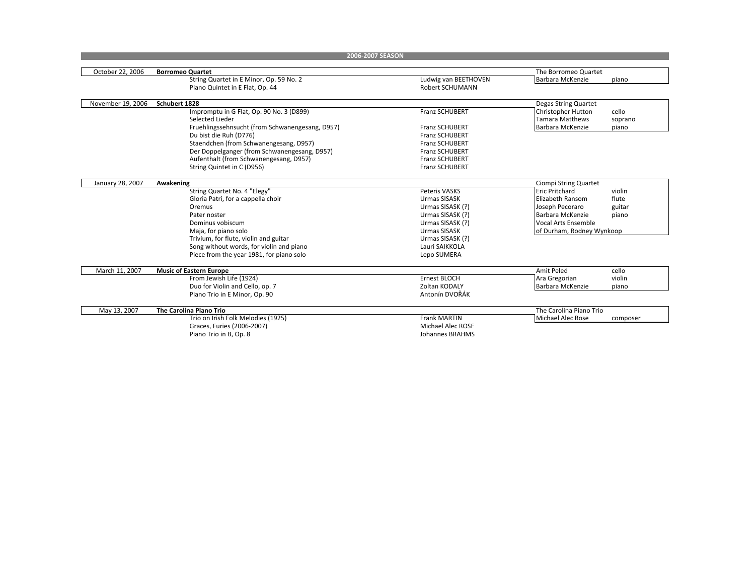## 2006-2007 SEASON

| Date | Program / Work | Composer | Performers | |
|---|---|---|---|---|
| October 22, 2006 | **Borromeo Quartet** | | The Borromeo Quartet | |
| | String Quartet in E Minor, Op. 59 No. 2 | Ludwig van BEETHOVEN | Barbara McKenzie | piano |
| | Piano Quintet in E Flat, Op. 44 | Robert SCHUMANN | | |
| November 19, 2006 | **Schubert 1828** | | Degas String Quartet | |
| | Impromptu in G Flat, Op. 90 No. 3 (D899) | Franz SCHUBERT | Christopher Hutton | cello |
| | Selected Lieder | | Tamara Matthews | soprano |
| | Fruehlingssehnsucht (from Schwanengesang, D957) | Franz SCHUBERT | Barbara McKenzie | piano |
| | Du bist die Ruh (D776) | Franz SCHUBERT | | |
| | Staendchen (from Schwanengesang, D957) | Franz SCHUBERT | | |
| | Der Doppelganger (from Schwanengesang, D957) | Franz SCHUBERT | | |
| | Aufenthalt (from Schwanengesang, D957) | Franz SCHUBERT | | |
| | String Quintet in C (D956) | Franz SCHUBERT | | |
| January 28, 2007 | **Awakening** | | Ciompi String Quartet | |
| | String Quartet No. 4 "Elegy" | Peteris VASKS | Eric Pritchard | violin |
| | Gloria Patri, for a cappella choir | Urmas SISASK | Elizabeth Ransom | flute |
| | Oremus | Urmas SISASK (?) | Joseph Pecoraro | guitar |
| | Pater noster | Urmas SISASK (?) | Barbara McKenzie | piano |
| | Dominus vobiscum | Urmas SISASK (?) | Vocal Arts Ensemble | |
| | Maja, for piano solo | Urmas SISASK | of Durham, Rodney Wynkoop | |
| | Trivium, for flute, violin and guitar | Urmas SISASK (?) | | |
| | Song without words, for violin and piano | Lauri SAIKKOLA | | |
| | Piece from the year 1981, for piano solo | Lepo SUMERA | | |
| March 11, 2007 | **Music of Eastern Europe** | | Amit Peled | cello |
| | From Jewish Life (1924) | Ernest BLOCH | Ara Gregorian | violin |
| | Duo for Violin and Cello, op. 7 | Zoltan KODALY | Barbara McKenzie | piano |
| | Piano Trio in E Minor, Op. 90 | Antonín DVOŘÁK | | |
| May 13, 2007 | **The Carolina Piano Trio** | | The Carolina Piano Trio | |
| | Trio on Irish Folk Melodies (1925) | Frank MARTIN | Michael Alec Rose | composer |
| | Graces, Furies (2006-2007) | Michael Alec ROSE | | |
| | Piano Trio in B, Op. 8 | Johannes BRAHMS | | |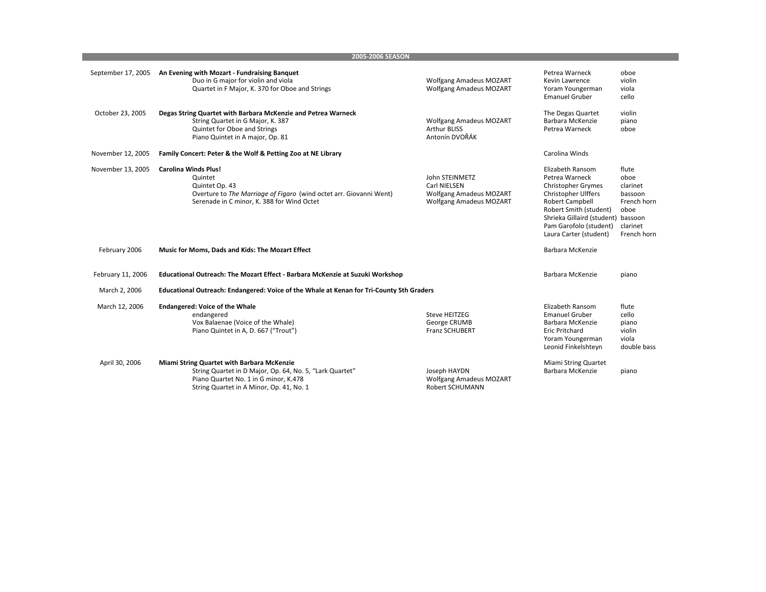## 2005-2006 SEASON

| Date | Program | Composer | Performer | Instrument |
|---|---|---|---|---|
| September 17, 2005 | **An Evening with Mozart - Fundraising Banquet** | | Petrea Warneck | oboe |
| | Duo in G major for violin and viola | Wolfgang Amadeus MOZART | Kevin Lawrence | violin |
| | Quartet in F Major, K. 370 for Oboe and Strings | Wolfgang Amadeus MOZART | Yoram Youngerman | viola |
| | | | Emanuel Gruber | cello |
| October 23, 2005 | **Degas String Quartet with Barbara McKenzie and Petrea Warneck** | | The Degas Quartet | violin |
| | String Quartet in G Major, K. 387 | Wolfgang Amadeus MOZART | Barbara McKenzie | piano |
| | Quintet for Oboe and Strings | Arthur BLISS | Petrea Warneck | oboe |
| | Piano Quintet in A major, Op. 81 | Antonín DVOŘÁK | | |
| November 12, 2005 | **Family Concert: Peter & the Wolf & Petting Zoo at NE Library** | | Carolina Winds | |
| November 13, 2005 | **Carolina Winds Plus!** | | Elizabeth Ransom | flute |
| | Quintet | John STEINMETZ | Petrea Warneck | oboe |
| | Quintet Op. 43 | Carl NIELSEN | Christopher Grymes | clarinet |
| | Overture to *The Marriage of Figaro* (wind octet arr. Giovanni Went) | Wolfgang Amadeus MOZART | Christopher Ulffers | bassoon |
| | Serenade in C minor, K. 388 for Wind Octet | Wolfgang Amadeus MOZART | Robert Campbell | French horn |
| | | | Robert Smith (student) | oboe |
| | | | Shrieka Gillaird (student) | bassoon |
| | | | Pam Garofolo (student) | clarinet |
| | | | Laura Carter (student) | French horn |
| February 2006 | **Music for Moms, Dads and Kids: The Mozart Effect** | | Barbara McKenzie | |
| February 11, 2006 | **Educational Outreach: The Mozart Effect - Barbara McKenzie at Suzuki Workshop** | | Barbara McKenzie | piano |
| March 2, 2006 | **Educational Outreach: Endangered: Voice of the Whale at Kenan for Tri-County 5th Graders** | | | |
| March 12, 2006 | **Endangered: Voice of the Whale** | | Elizabeth Ransom | flute |
| | endangered | Steve HEITZEG | Emanuel Gruber | cello |
| | Vox Balaenae (Voice of the Whale) | George CRUMB | Barbara McKenzie | piano |
| | Piano Quintet in A, D. 667 ("Trout") | Franz SCHUBERT | Eric Pritchard | violin |
| | | | Yoram Youngerman | viola |
| | | | Leonid Finkelshteyn | double bass |
| April 30, 2006 | **Miami String Quartet with Barbara McKenzie** | | Miami String Quartet | |
| | String Quartet in D Major, Op. 64, No. 5, "Lark Quartet" | Joseph HAYDN | Barbara McKenzie | piano |
| | Piano Quartet No. 1 in G minor, K.478 | Wolfgang Amadeus MOZART | | |
| | String Quartet in A Minor, Op. 41, No. 1 | Robert SCHUMANN | | |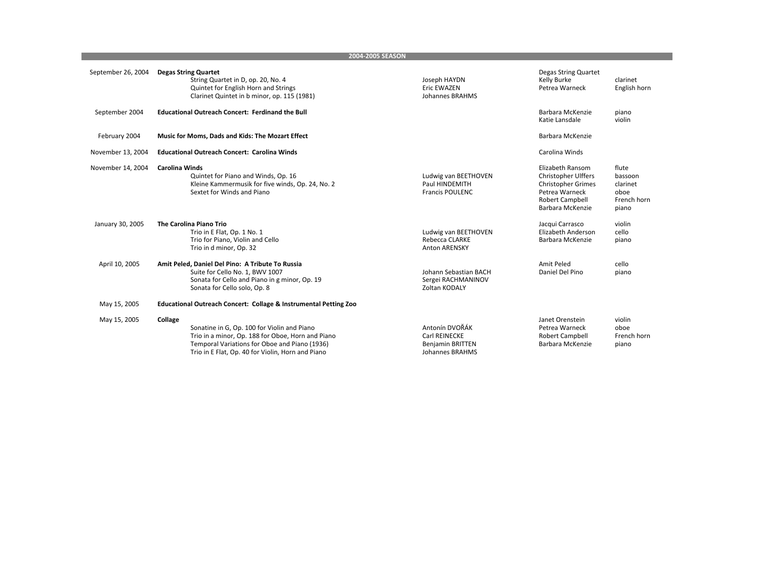## 2004-2005 SEASON

| Date | Program | Composer | Performer | Instrument |
|---|---|---|---|---|
| September 26, 2004 | **Degas String Quartet** | | Degas String Quartet | |
| | String Quartet in D, op. 20, No. 4 | Joseph HAYDN | Kelly Burke | clarinet |
| | Quintet for English Horn and Strings | Eric EWAZEN | Petrea Warneck | English horn |
| | Clarinet Quintet in b minor, op. 115 (1981) | Johannes BRAHMS | | |
| September 2004 | **Educational Outreach Concert: Ferdinand the Bull** | | Barbara McKenzie | piano |
| | | | Katie Lansdale | violin |
| February 2004 | **Music for Moms, Dads and Kids: The Mozart Effect** | | Barbara McKenzie | |
| November 13, 2004 | **Educational Outreach Concert: Carolina Winds** | | Carolina Winds | |
| November 14, 2004 | **Carolina Winds** | | Elizabeth Ransom | flute |
| | Quintet for Piano and Winds, Op. 16 | Ludwig van BEETHOVEN | Christopher Ulffers | bassoon |
| | Kleine Kammermusik for five winds, Op. 24, No. 2 | Paul HINDEMITH | Christopher Grimes | clarinet |
| | Sextet for Winds and Piano | Francis POULENC | Petrea Warneck | oboe |
| | | | Robert Campbell | French horn |
| | | | Barbara McKenzie | piano |
| January 30, 2005 | **The Carolina Piano Trio** | | Jacqui Carrasco | violin |
| | Trio in E Flat, Op. 1 No. 1 | Ludwig van BEETHOVEN | Elizabeth Anderson | cello |
| | Trio for Piano, Violin and Cello | Rebecca CLARKE | Barbara McKenzie | piano |
| | Trio in d minor, Op. 32 | Anton ARENSKY | | |
| April 10, 2005 | **Amit Peled, Daniel Del Pino: A Tribute To Russia** | | Amit Peled | cello |
| | Suite for Cello No. 1, BWV 1007 | Johann Sebastian BACH | Daniel Del Pino | piano |
| | Sonata for Cello and Piano in g minor, Op. 19 | Sergei RACHMANINOV | | |
| | Sonata for Cello solo, Op. 8 | Zoltan KODALY | | |
| May 15, 2005 | **Educational Outreach Concert: Collage & Instrumental Petting Zoo** | | | |
| May 15, 2005 | **Collage** | | Janet Orenstein | violin |
| | Sonatine in G, Op. 100 for Violin and Piano | Antonín DVOŘÁK | Petrea Warneck | oboe |
| | Trio in a minor, Op. 188 for Oboe, Horn and Piano | Carl REINECKE | Robert Campbell | French horn |
| | Temporal Variations for Oboe and Piano (1936) | Benjamin BRITTEN | Barbara McKenzie | piano |
| | Trio in E Flat, Op. 40 for Violin, Horn and Piano | Johannes BRAHMS | | |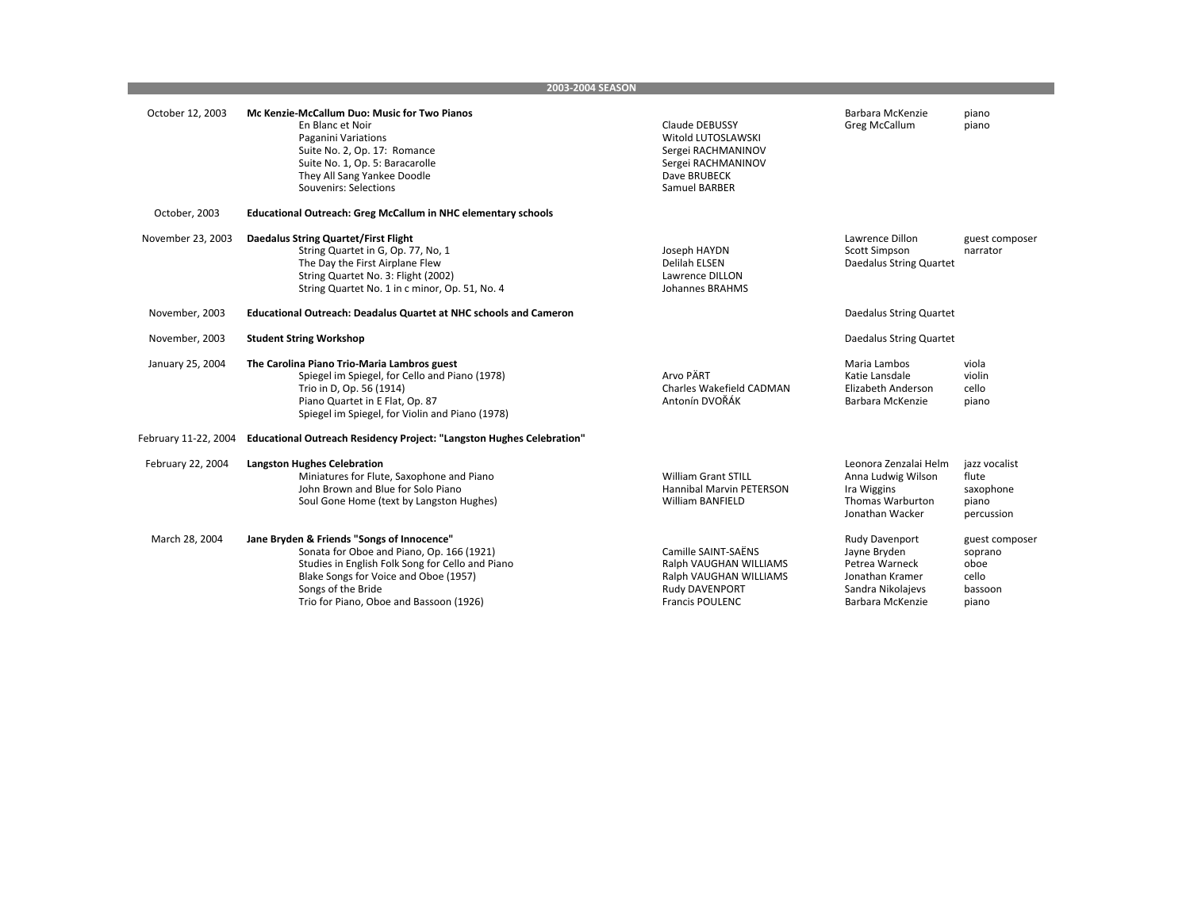## 2003-2004 SEASON

| Date | Program | Composer | Performer | Role |
|---|---|---|---|---|
| October 12, 2003 | **Mc Kenzie-McCallum Duo: Music for Two Pianos** | | Barbara McKenzie | piano |
| | En Blanc et Noir | Claude DEBUSSY | Greg McCallum | piano |
| | Paganini Variations | Witold LUTOSLAWSKI | | |
| | Suite No. 2, Op. 17: Romance | Sergei RACHMANINOV | | |
| | Suite No. 1, Op. 5: Baracarolle | Sergei RACHMANINOV | | |
| | They All Sang Yankee Doodle | Dave BRUBECK | | |
| | Souvenirs: Selections | Samuel BARBER | | |
| October, 2003 | **Educational Outreach: Greg McCallum in NHC elementary schools** | | | |
| November 23, 2003 | **Daedalus String Quartet/First Flight** | | Lawrence Dillon | guest composer |
| | String Quartet in G, Op. 77, No, 1 | Joseph HAYDN | Scott Simpson | narrator |
| | The Day the First Airplane Flew | Delilah ELSEN | Daedalus String Quartet | |
| | String Quartet No. 3: Flight (2002) | Lawrence DILLON | | |
| | String Quartet No. 1 in c minor, Op. 51, No. 4 | Johannes BRAHMS | | |
| November, 2003 | **Educational Outreach: Deadalus Quartet at NHC schools and Cameron** | | Daedalus String Quartet | |
| November, 2003 | **Student String Workshop** | | Daedalus String Quartet | |
| January 25, 2004 | **The Carolina Piano Trio-Maria Lambros guest** | | Maria Lambos | viola |
| | Spiegel im Spiegel, for Cello and Piano (1978) | Arvo PÄRT | Katie Lansdale | violin |
| | Trio in D, Op. 56 (1914) | Charles Wakefield CADMAN | Elizabeth Anderson | cello |
| | Piano Quartet in E Flat, Op. 87 | Antonín DVOŘÁK | Barbara McKenzie | piano |
| | Spiegel im Spiegel, for Violin and Piano (1978) | | | |
| February 11-22, 2004 | **Educational Outreach Residency Project: "Langston Hughes Celebration"** | | | |
| February 22, 2004 | **Langston Hughes Celebration** | | Leonora Zenzalai Helm | jazz vocalist |
| | Miniatures for Flute, Saxophone and Piano | William Grant STILL | Anna Ludwig Wilson | flute |
| | John Brown and Blue for Solo Piano | Hannibal Marvin PETERSON | Ira Wiggins | saxophone |
| | Soul Gone Home (text by Langston Hughes) | William BANFIELD | Thomas Warburton | piano |
| | | | Jonathan Wacker | percussion |
| March 28, 2004 | **Jane Bryden & Friends "Songs of Innocence"** | | Rudy Davenport | guest composer |
| | Sonata for Oboe and Piano, Op. 166 (1921) | Camille SAINT-SAËNS | Jayne Bryden | soprano |
| | Studies in English Folk Song for Cello and Piano | Ralph VAUGHAN WILLIAMS | Petrea Warneck | oboe |
| | Blake Songs for Voice and Oboe (1957) | Ralph VAUGHAN WILLIAMS | Jonathan Kramer | cello |
| | Songs of the Bride | Rudy DAVENPORT | Sandra Nikolajevs | bassoon |
| | Trio for Piano, Oboe and Bassoon (1926) | Francis POULENC | Barbara McKenzie | piano |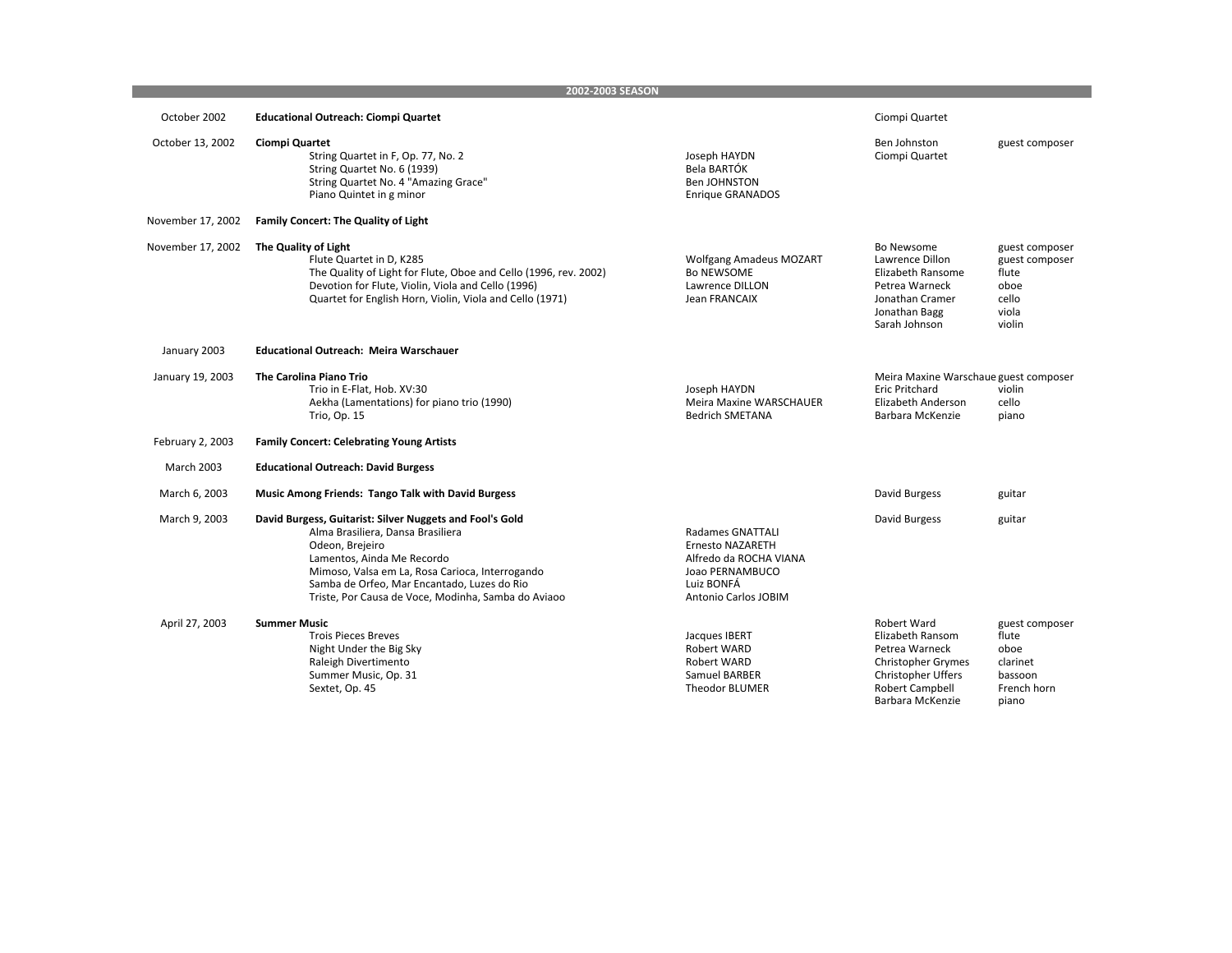## 2002-2003 SEASON

| Date | Program | Composer | Performer | Role |
|---|---|---|---|---|
| October 2002 | **Educational Outreach: Ciompi Quartet** | | Ciompi Quartet | |
| October 13, 2002 | **Ciompi Quartet** | | Ben Johnston | guest composer |
| | String Quartet in F, Op. 77, No. 2 | Joseph HAYDN | Ciompi Quartet | |
| | String Quartet No. 6 (1939) | Bela BARTÓK | | |
| | String Quartet No. 4 "Amazing Grace" | Ben JOHNSTON | | |
| | Piano Quintet in g minor | Enrique GRANADOS | | |
| November 17, 2002 | **Family Concert: The Quality of Light** | | | |
| November 17, 2002 | **The Quality of Light** | | Bo Newsome | guest composer |
| | Flute Quartet in D, K285 | Wolfgang Amadeus MOZART | Lawrence Dillon | guest composer |
| | The Quality of Light for Flute, Oboe and Cello (1996, rev. 2002) | Bo NEWSOME | Elizabeth Ransome | flute |
| | Devotion for Flute, Violin, Viola and Cello (1996) | Lawrence DILLON | Petrea Warneck | oboe |
| | Quartet for English Horn, Violin, Viola and Cello (1971) | Jean FRANCAIX | Jonathan Cramer | cello |
| | | | Jonathan Bagg | viola |
| | | | Sarah Johnson | violin |
| January 2003 | **Educational Outreach: Meira Warschauer** | | | |
| January 19, 2003 | **The Carolina Piano Trio** | | Meira Maxine Warschaue | guest composer |
| | Trio in E-Flat, Hob. XV:30 | Joseph HAYDN | Eric Pritchard | violin |
| | Aekha (Lamentations) for piano trio (1990) | Meira Maxine WARSCHAUER | Elizabeth Anderson | cello |
| | Trio, Op. 15 | Bedrich SMETANA | Barbara McKenzie | piano |
| February 2, 2003 | **Family Concert: Celebrating Young Artists** | | | |
| March 2003 | **Educational Outreach: David Burgess** | | | |
| March 6, 2003 | **Music Among Friends: Tango Talk with David Burgess** | | David Burgess | guitar |
| March 9, 2003 | **David Burgess, Guitarist: Silver Nuggets and Fool's Gold** | | David Burgess | guitar |
| | Alma Brasiliera, Dansa Brasiliera | Radames GNATTALI | | |
| | Odeon, Brejeiro | Ernesto NAZARETH | | |
| | Lamentos, Ainda Me Recordo | Alfredo da ROCHA VIANA | | |
| | Mimoso, Valsa em La, Rosa Carioca, Interrogando | Joao PERNAMBUCO | | |
| | Samba de Orfeo, Mar Encantado, Luzes do Rio | Luiz BONFÁ | | |
| | Triste, Por Causa de Voce, Modinha, Samba do Aviaoo | Antonio Carlos JOBIM | | |
| April 27, 2003 | **Summer Music** | | Robert Ward | guest composer |
| | Trois Pieces Breves | Jacques IBERT | Elizabeth Ransom | flute |
| | Night Under the Big Sky | Robert WARD | Petrea Warneck | oboe |
| | Raleigh Divertimento | Robert WARD | Christopher Grymes | clarinet |
| | Summer Music, Op. 31 | Samuel BARBER | Christopher Uffers | bassoon |
| | Sextet, Op. 45 | Theodor BLUMER | Robert Campbell | French horn |
| | | | Barbara McKenzie | piano |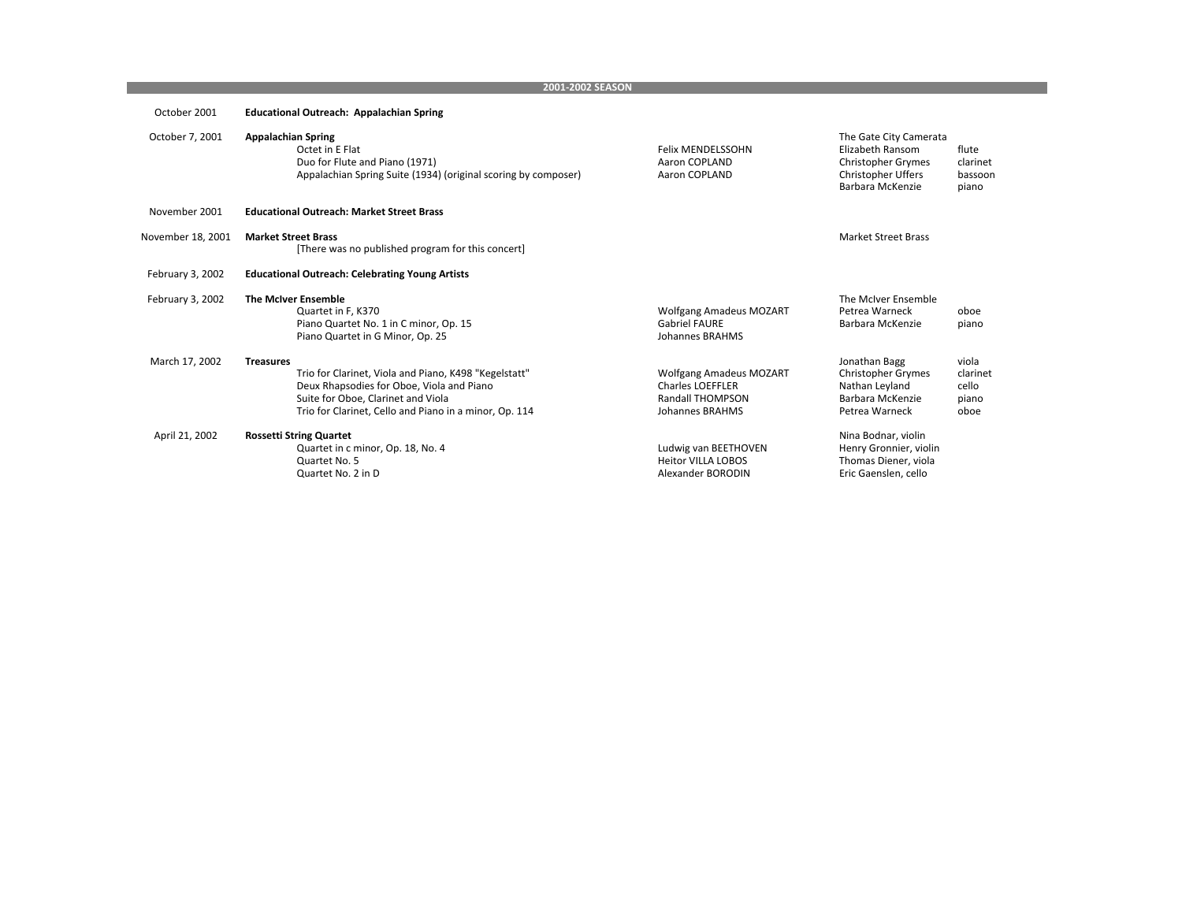## 2001-2002 SEASON

| Date | Program | Composer | Performers | |
|---|---|---|---|---|
| October 2001 | **Educational Outreach: Appalachian Spring** | | | |
| October 7, 2001 | **Appalachian Spring** | | The Gate City Camerata | |
| | Octet in E Flat | Felix MENDELSSOHN | Elizabeth Ransom | flute |
| | Duo for Flute and Piano (1971) | Aaron COPLAND | Christopher Grymes | clarinet |
| | Appalachian Spring Suite (1934) (original scoring by composer) | Aaron COPLAND | Christopher Uffers | bassoon |
| | | | Barbara McKenzie | piano |
| November 2001 | **Educational Outreach: Market Street Brass** | | | |
| November 18, 2001 | **Market Street Brass** | | Market Street Brass | |
| | [There was no published program for this concert] | | | |
| February 3, 2002 | **Educational Outreach: Celebrating Young Artists** | | | |
| February 3, 2002 | **The McIver Ensemble** | | The McIver Ensemble | |
| | Quartet in F, K370 | Wolfgang Amadeus MOZART | Petrea Warneck | oboe |
| | Piano Quartet No. 1 in C minor, Op. 15 | Gabriel FAURE | Barbara McKenzie | piano |
| | Piano Quartet in G Minor, Op. 25 | Johannes BRAHMS | | |
| March 17, 2002 | **Treasures** | | Jonathan Bagg | viola |
| | Trio for Clarinet, Viola and Piano, K498 "Kegelstatt" | Wolfgang Amadeus MOZART | Christopher Grymes | clarinet |
| | Deux Rhapsodies for Oboe, Viola and Piano | Charles LOEFFLER | Nathan Leyland | cello |
| | Suite for Oboe, Clarinet and Viola | Randall THOMPSON | Barbara McKenzie | piano |
| | Trio for Clarinet, Cello and Piano in a minor, Op. 114 | Johannes BRAHMS | Petrea Warneck | oboe |
| April 21, 2002 | **Rossetti String Quartet** | | Nina Bodnar, violin | |
| | Quartet in c minor, Op. 18, No. 4 | Ludwig van BEETHOVEN | Henry Gronnier, violin | |
| | Quartet No. 5 | Heitor VILLA LOBOS | Thomas Diener, viola | |
| | Quartet No. 2 in D | Alexander BORODIN | Eric Gaenslen, cello | |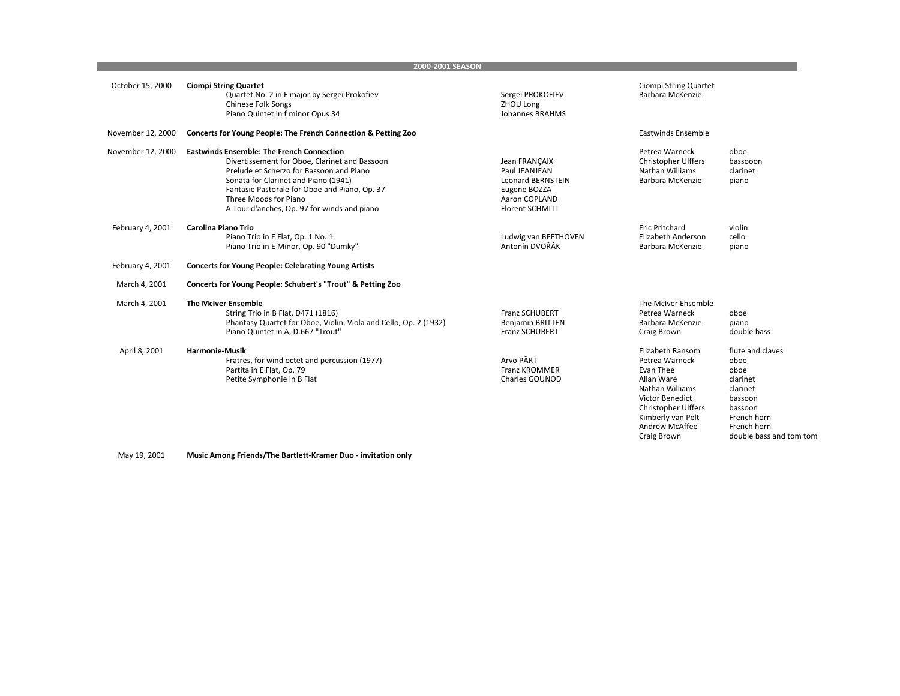## 2000-2001 SEASON

| Date | Program | Composer | Performers | Instrument |
|---|---|---|---|---|
| October 15, 2000 | **Ciompi String Quartet** | | Ciompi String Quartet | |
| | Quartet No. 2 in F major by Sergei Prokofiev | Sergei PROKOFIEV | Barbara McKenzie | |
| | Chinese Folk Songs | ZHOU Long | | |
| | Piano Quintet in f minor Opus 34 | Johannes BRAHMS | | |
| November 12, 2000 | **Concerts for Young People: The French Connection & Petting Zoo** | | Eastwinds Ensemble | |
| November 12, 2000 | **Eastwinds Ensemble: The French Connection** | | Petrea Warneck | oboe |
| | Divertissement for Oboe, Clarinet and Bassoon | Jean FRANÇAIX | Christopher Ulffers | bassooon |
| | Prelude et Scherzo for Bassoon and Piano | Paul JEANJEAN | Nathan Williams | clarinet |
| | Sonata for Clarinet and Piano (1941) | Leonard BERNSTEIN | Barbara McKenzie | piano |
| | Fantasie Pastorale for Oboe and Piano, Op. 37 | Eugene BOZZA | | |
| | Three Moods for Piano | Aaron COPLAND | | |
| | A Tour d'anches, Op. 97 for winds and piano | Florent SCHMITT | | |
| February 4, 2001 | **Carolina Piano Trio** | | Eric Pritchard | violin |
| | Piano Trio in E Flat, Op. 1 No. 1 | Ludwig van BEETHOVEN | Elizabeth Anderson | cello |
| | Piano Trio in E Minor, Op. 90 "Dumky" | Antonín DVOŘÁK | Barbara McKenzie | piano |
| February 4, 2001 | **Concerts for Young People: Celebrating Young Artists** | | | |
| March 4, 2001 | **Concerts for Young People: Schubert's "Trout" & Petting Zoo** | | | |
| March 4, 2001 | **The McIver Ensemble** | | The McIver Ensemble | |
| | String Trio in B Flat, D471 (1816) | Franz SCHUBERT | Petrea Warneck | oboe |
| | Phantasy Quartet for Oboe, Violin, Viola and Cello, Op. 2 (1932) | Benjamin BRITTEN | Barbara McKenzie | piano |
| | Piano Quintet in A, D.667 "Trout" | Franz SCHUBERT | Craig Brown | double bass |
| April 8, 2001 | **Harmonie-Musik** | | Elizabeth Ransom | flute and claves |
| | Fratres, for wind octet and percussion (1977) | Arvo PÄRT | Petrea Warneck | oboe |
| | Partita in E Flat, Op. 79 | Franz KROMMER | Evan Thee | oboe |
| | Petite Symphonie in B Flat | Charles GOUNOD | Allan Ware | clarinet |
| | | | Nathan Williams | clarinet |
| | | | Victor Benedict | bassoon |
| | | | Christopher Ulffers | bassoon |
| | | | Kimberly van Pelt | French horn |
| | | | Andrew McAffee | French horn |
| | | | Craig Brown | double bass and tom tom |
| May 19, 2001 | **Music Among Friends/The Bartlett-Kramer Duo - invitation only** | | | |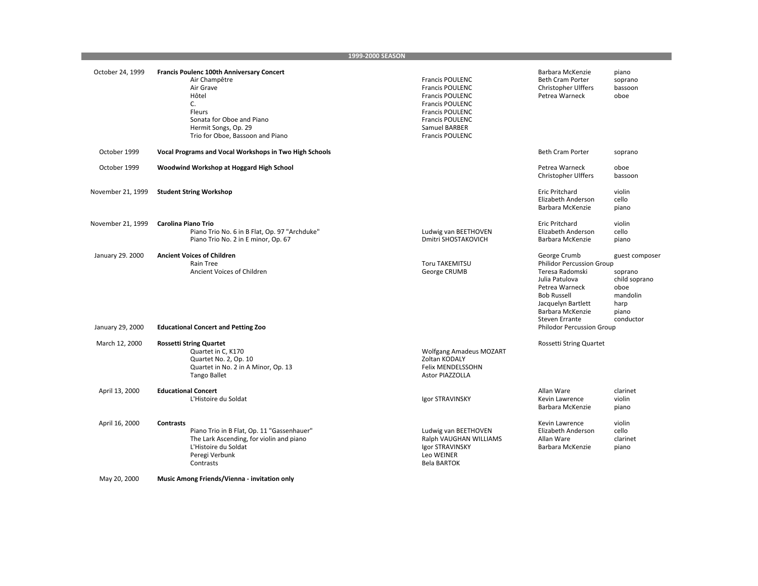## 1999-2000 SEASON

| Date | Program | Composer | Performer | Instrument |
|---|---|---|---|---|
| October 24, 1999 | **Francis Poulenc 100th Anniversary Concert** | | Barbara McKenzie | piano |
| | Air Champêtre | Francis POULENC | Beth Cram Porter | soprano |
| | Air Grave | Francis POULENC | Christopher Ulffers | bassoon |
| | Hôtel | Francis POULENC | Petrea Warneck | oboe |
| | C. | Francis POULENC | | |
| | Fleurs | Francis POULENC | | |
| | Sonata for Oboe and Piano | Francis POULENC | | |
| | Hermit Songs, Op. 29 | Samuel BARBER | | |
| | Trio for Oboe, Bassoon and Piano | Francis POULENC | | |
| October 1999 | **Vocal Programs and Vocal Workshops in Two High Schools** | | Beth Cram Porter | soprano |
| October 1999 | **Woodwind Workshop at Hoggard High School** | | Petrea Warneck | oboe |
| | | | Christopher Ulffers | bassoon |
| November 21, 1999 | **Student String Workshop** | | Eric Pritchard | violin |
| | | | Elizabeth Anderson | cello |
| | | | Barbara McKenzie | piano |
| November 21, 1999 | **Carolina Piano Trio** | | Eric Pritchard | violin |
| | Piano Trio No. 6 in B Flat, Op. 97 "Archduke" | Ludwig van BEETHOVEN | Elizabeth Anderson | cello |
| | Piano Trio No. 2 in E minor, Op. 67 | Dmitri SHOSTAKOVICH | Barbara McKenzie | piano |
| January 29. 2000 | **Ancient Voices of Children** | | George Crumb | guest composer |
| | Rain Tree | Toru TAKEMITSU | Philidor Percussion Group | |
| | Ancient Voices of Children | George CRUMB | Teresa Radomski | soprano |
| | | | Julia Patulova | child soprano |
| | | | Petrea Warneck | oboe |
| | | | Bob Russell | mandolin |
| | | | Jacquelyn Bartlett | harp |
| | | | Barbara McKenzie | piano |
| | | | Steven Errante | conductor |
| January 29, 2000 | **Educational Concert and Petting Zoo** | | Philodor Percussion Group | |
| March 12, 2000 | **Rossetti String Quartet** | | Rossetti String Quartet | |
| | Quartet in C, K170 | Wolfgang Amadeus MOZART | | |
| | Quartet No. 2, Op. 10 | Zoltan KODALY | | |
| | Quartet in No. 2 in A Minor, Op. 13 | Felix MENDELSSOHN | | |
| | Tango Ballet | Astor PIAZZOLLA | | |
| April 13, 2000 | **Educational Concert** | | Allan Ware | clarinet |
| | L'Histoire du Soldat | Igor STRAVINSKY | Kevin Lawrence | violin |
| | | | Barbara McKenzie | piano |
| April 16, 2000 | **Contrasts** | | Kevin Lawrence | violin |
| | Piano Trio in B Flat, Op. 11 "Gassenhauer" | Ludwig van BEETHOVEN | Elizabeth Anderson | cello |
| | The Lark Ascending, for violin and piano | Ralph VAUGHAN WILLIAMS | Allan Ware | clarinet |
| | L'Histoire du Soldat | Igor STRAVINSKY | Barbara McKenzie | piano |
| | Peregi Verbunk | Leo WEINER | | |
| | Contrasts | Bela BARTOK | | |
| May 20, 2000 | **Music Among Friends/Vienna - invitation only** | | | |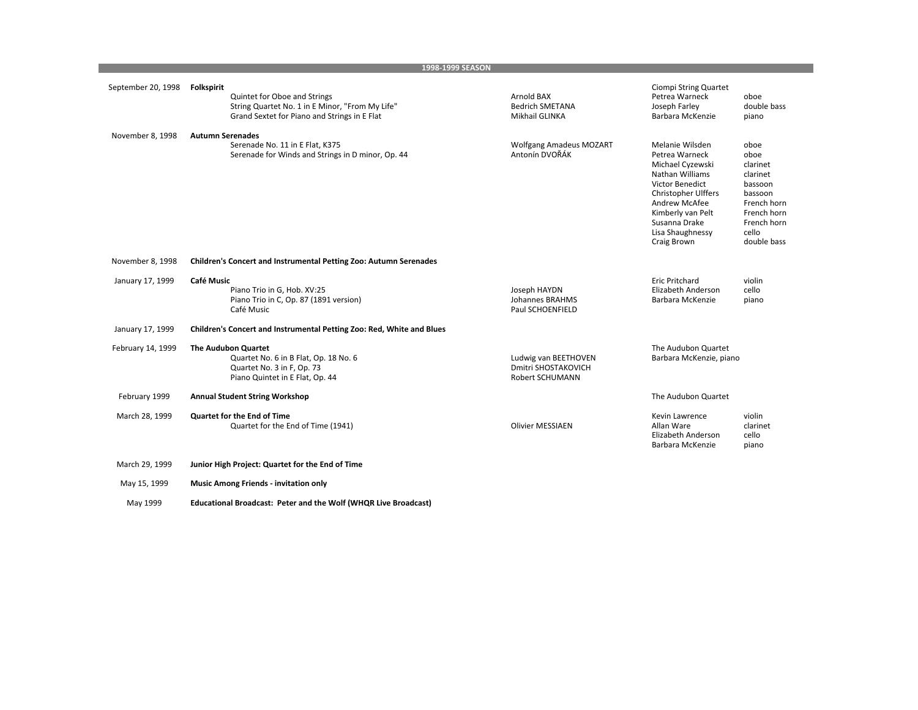## 1998-1999 SEASON

| Date | Program | Composer | Performers | Instrument |
|---|---|---|---|---|
| September 20, 1998 | **Folkspirit** | | Ciompi String Quartet | |
| | Quintet for Oboe and Strings | Arnold BAX | Petrea Warneck | oboe |
| | String Quartet No. 1 in E Minor, "From My Life" | Bedrich SMETANA | Joseph Farley | double bass |
| | Grand Sextet for Piano and Strings in E Flat | Mikhail GLINKA | Barbara McKenzie | piano |
| November 8, 1998 | **Autumn Serenades** | | | |
| | Serenade No. 11 in E Flat, K375 | Wolfgang Amadeus MOZART | Melanie Wilsden | oboe |
| | Serenade for Winds and Strings in D minor, Op. 44 | Antonín DVOŘÁK | Petrea Warneck | oboe |
| | | | Michael Cyzewski | clarinet |
| | | | Nathan Williams | clarinet |
| | | | Victor Benedict | bassoon |
| | | | Christopher Ulffers | bassoon |
| | | | Andrew McAfee | French horn |
| | | | Kimberly van Pelt | French horn |
| | | | Susanna Drake | French horn |
| | | | Lisa Shaughnessy | cello |
| | | | Craig Brown | double bass |
| November 8, 1998 | **Children's Concert and Instrumental Petting Zoo: Autumn Serenades** | | | |
| January 17, 1999 | **Café Music** | | Eric Pritchard | violin |
| | Piano Trio in G, Hob. XV:25 | Joseph HAYDN | Elizabeth Anderson | cello |
| | Piano Trio in C, Op. 87 (1891 version) | Johannes BRAHMS | Barbara McKenzie | piano |
| | Café Music | Paul SCHOENFIELD | | |
| January 17, 1999 | **Children's Concert and Instrumental Petting Zoo: Red, White and Blues** | | | |
| February 14, 1999 | **The Audubon Quartet** | | The Audubon Quartet | |
| | Quartet No. 6 in B Flat, Op. 18 No. 6 | Ludwig van BEETHOVEN | Barbara McKenzie, piano | |
| | Quartet No. 3 in F, Op. 73 | Dmitri SHOSTAKOVICH | | |
| | Piano Quintet in E Flat, Op. 44 | Robert SCHUMANN | | |
| February 1999 | **Annual Student String Workshop** | | The Audubon Quartet | |
| March 28, 1999 | **Quartet for the End of Time** | | Kevin Lawrence | violin |
| | Quartet for the End of Time (1941) | Olivier MESSIAEN | Allan Ware | clarinet |
| | | | Elizabeth Anderson | cello |
| | | | Barbara McKenzie | piano |
| March 29, 1999 | **Junior High Project: Quartet for the End of Time** | | | |
| May 15, 1999 | **Music Among Friends - invitation only** | | | |
| May 1999 | **Educational Broadcast: Peter and the Wolf (WHQR Live Broadcast)** | | | |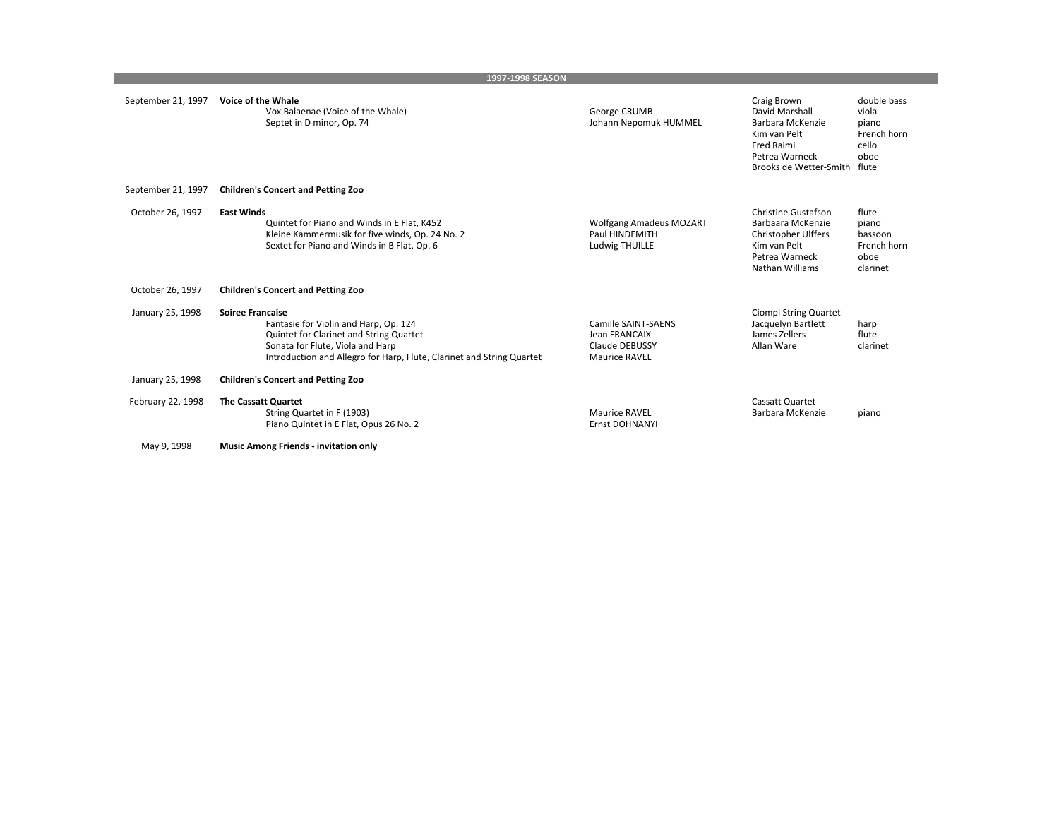## 1997-1998 SEASON

| Date | Program / Work | Composer | Performer | Instrument |
|---|---|---|---|---|
| September 21, 1997 | **Voice of the Whale** | | Craig Brown | double bass |
| | Vox Balaenae (Voice of the Whale) | George CRUMB | David Marshall | viola |
| | Septet in D minor, Op. 74 | Johann Nepomuk HUMMEL | Barbara McKenzie | piano |
| | | | Kim van Pelt | French horn |
| | | | Fred Raimi | cello |
| | | | Petrea Warneck | oboe |
| | | | Brooks de Wetter-Smith | flute |
| September 21, 1997 | **Children's Concert and Petting Zoo** | | | |
| October 26, 1997 | **East Winds** | | Christine Gustafson | flute |
| | Quintet for Piano and Winds in E Flat, K452 | Wolfgang Amadeus MOZART | Barbaara McKenzie | piano |
| | Kleine Kammermusik for five winds, Op. 24 No. 2 | Paul HINDEMITH | Christopher Ulffers | bassoon |
| | Sextet for Piano and Winds in B Flat, Op. 6 | Ludwig THUILLE | Kim van Pelt | French horn |
| | | | Petrea Warneck | oboe |
| | | | Nathan Williams | clarinet |
| October 26, 1997 | **Children's Concert and Petting Zoo** | | | |
| January 25, 1998 | **Soiree Francaise** | | Ciompi String Quartet | |
| | Fantasie for Violin and Harp, Op. 124 | Camille SAINT-SAENS | Jacquelyn Bartlett | harp |
| | Quintet for Clarinet and String Quartet | Jean FRANCAIX | James Zellers | flute |
| | Sonata for Flute, Viola and Harp | Claude DEBUSSY | Allan Ware | clarinet |
| | Introduction and Allegro for Harp, Flute, Clarinet and String Quartet | Maurice RAVEL | | |
| January 25, 1998 | **Children's Concert and Petting Zoo** | | | |
| February 22, 1998 | **The Cassatt Quartet** | | Cassatt Quartet | |
| | String Quartet in F (1903) | Maurice RAVEL | Barbara McKenzie | piano |
| | Piano Quintet in E Flat, Opus 26 No. 2 | Ernst DOHNANYI | | |
| May 9, 1998 | **Music Among Friends - invitation only** | | | |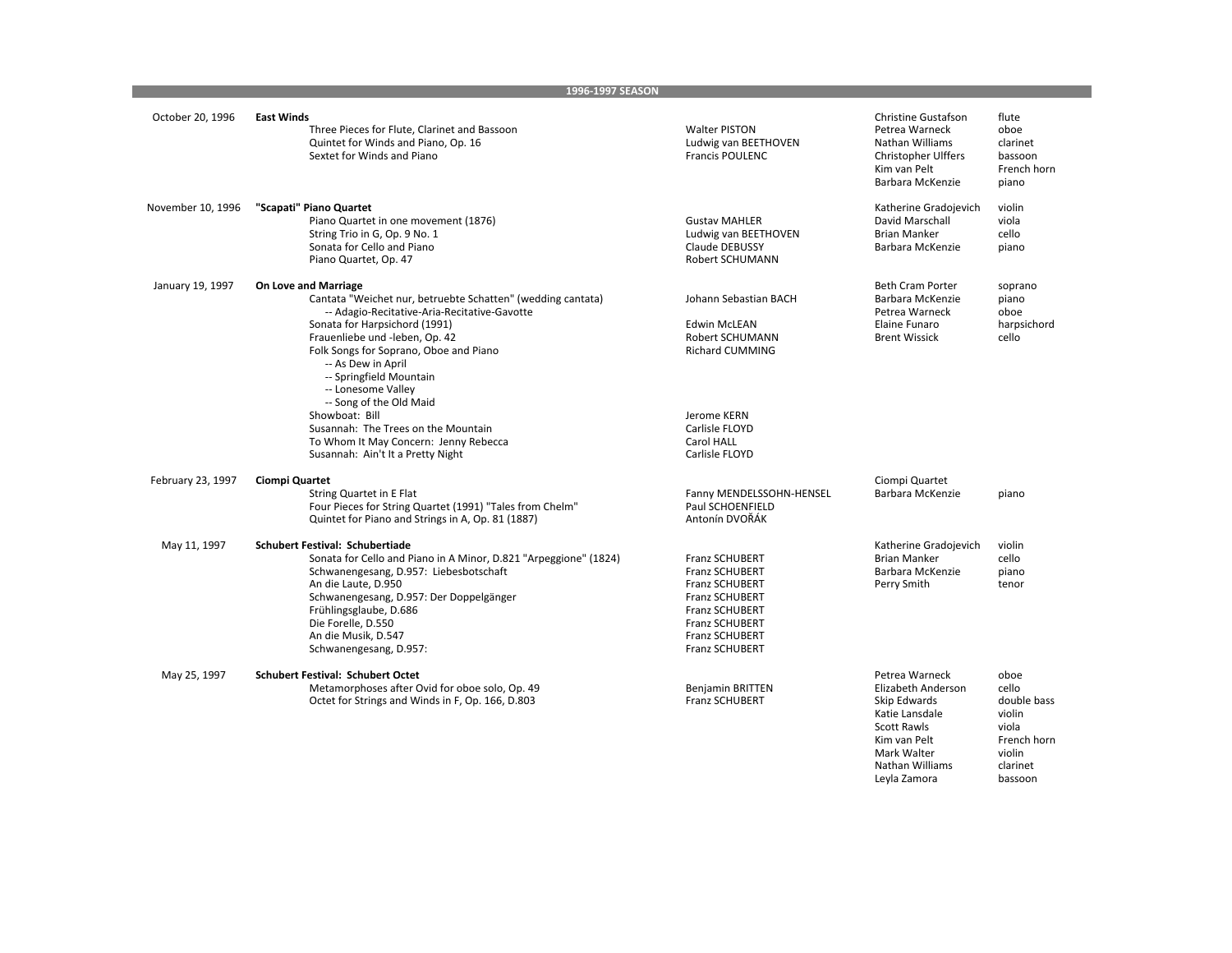## 1996-1997 SEASON

| Date | Program | Composer | Performer | Instrument |
|---|---|---|---|---|
| October 20, 1996 | **East Winds** | | Christine Gustafson | flute |
| | Three Pieces for Flute, Clarinet and Bassoon | Walter PISTON | Petrea Warneck | oboe |
| | Quintet for Winds and Piano, Op. 16 | Ludwig van BEETHOVEN | Nathan Williams | clarinet |
| | Sextet for Winds and Piano | Francis POULENC | Christopher Ulffers | bassoon |
| | | | Kim van Pelt | French horn |
| | | | Barbara McKenzie | piano |
| November 10, 1996 | **"Scapati" Piano Quartet** | | Katherine Gradojevich | violin |
| | Piano Quartet in one movement (1876) | Gustav MAHLER | David Marschall | viola |
| | String Trio in G, Op. 9 No. 1 | Ludwig van BEETHOVEN | Brian Manker | cello |
| | Sonata for Cello and Piano | Claude DEBUSSY | Barbara McKenzie | piano |
| | Piano Quartet, Op. 47 | Robert SCHUMANN | | |
| January 19, 1997 | **On Love and Marriage** | | Beth Cram Porter | soprano |
| | Cantata "Weichet nur, betruebte Schatten" (wedding cantata) | Johann Sebastian BACH | Barbara McKenzie | piano |
| | -- Adagio-Recitative-Aria-Recitative-Gavotte | | Petrea Warneck | oboe |
| | Sonata for Harpsichord (1991) | Edwin McLEAN | Elaine Funaro | harpsichord |
| | Frauenliebe und -leben, Op. 42 | Robert SCHUMANN | Brent Wissick | cello |
| | Folk Songs for Soprano, Oboe and Piano | Richard CUMMING | | |
| | -- As Dew in April | | | |
| | -- Springfield Mountain | | | |
| | -- Lonesome Valley | | | |
| | -- Song of the Old Maid | | | |
| | Showboat: Bill | Jerome KERN | | |
| | Susannah: The Trees on the Mountain | Carlisle FLOYD | | |
| | To Whom It May Concern: Jenny Rebecca | Carol HALL | | |
| | Susannah: Ain't It a Pretty Night | Carlisle FLOYD | | |
| February 23, 1997 | **Ciompi Quartet** | | Ciompi Quartet | |
| | String Quartet in E Flat | Fanny MENDELSSOHN-HENSEL | Barbara McKenzie | piano |
| | Four Pieces for String Quartet (1991) "Tales from Chelm" | Paul SCHOENFIELD | | |
| | Quintet for Piano and Strings in A, Op. 81 (1887) | Antonín DVOŘÁK | | |
| May 11, 1997 | **Schubert Festival: Schubertiade** | | Katherine Gradojevich | violin |
| | Sonata for Cello and Piano in A Minor, D.821 "Arpeggione" (1824) | Franz SCHUBERT | Brian Manker | cello |
| | Schwanengesang, D.957: Liebesbotschaft | Franz SCHUBERT | Barbara McKenzie | piano |
| | An die Laute, D.950 | Franz SCHUBERT | Perry Smith | tenor |
| | Schwanengesang, D.957: Der Doppelgänger | Franz SCHUBERT | | |
| | Frühlingsglaube, D.686 | Franz SCHUBERT | | |
| | Die Forelle, D.550 | Franz SCHUBERT | | |
| | An die Musik, D.547 | Franz SCHUBERT | | |
| | Schwanengesang, D.957: | Franz SCHUBERT | | |
| May 25, 1997 | **Schubert Festival: Schubert Octet** | | Petrea Warneck | oboe |
| | Metamorphoses after Ovid for oboe solo, Op. 49 | Benjamin BRITTEN | Elizabeth Anderson | cello |
| | Octet for Strings and Winds in F, Op. 166, D.803 | Franz SCHUBERT | Skip Edwards | double bass |
| | | | Katie Lansdale | violin |
| | | | Scott Rawls | viola |
| | | | Kim van Pelt | French horn |
| | | | Mark Walter | violin |
| | | | Nathan Williams | clarinet |
| | | | Leyla Zamora | bassoon |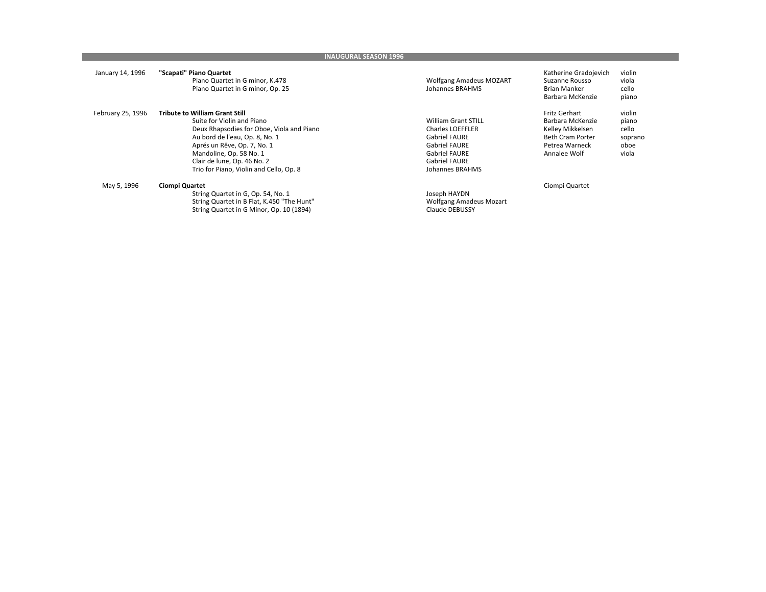## INAUGURAL SEASON 1996

| | | | | |
|---|---|---|---|---|
| January 14, 1996 | **"Scapati" Piano Quartet** | | Katherine Gradojevich | violin |
| | Piano Quartet in G minor, K.478 | Wolfgang Amadeus MOZART | Suzanne Rousso | viola |
| | Piano Quartet in G minor, Op. 25 | Johannes BRAHMS | Brian Manker | cello |
| | | | Barbara McKenzie | piano |
| February 25, 1996 | **Tribute to William Grant Still** | | Fritz Gerhart | violin |
| | Suite for Violin and Piano | William Grant STILL | Barbara McKenzie | piano |
| | Deux Rhapsodies for Oboe, Viola and Piano | Charles LOEFFLER | Kelley Mikkelsen | cello |
| | Au bord de l'eau, Op. 8, No. 1 | Gabriel FAURE | Beth Cram Porter | soprano |
| | Aprés un Rêve, Op. 7, No. 1 | Gabriel FAURE | Petrea Warneck | oboe |
| | Mandoline, Op. 58 No. 1 | Gabriel FAURE | Annalee Wolf | viola |
| | Clair de lune, Op. 46 No. 2 | Gabriel FAURE | | |
| | Trio for Piano, Violin and Cello, Op. 8 | Johannes BRAHMS | | |
| May 5, 1996 | **Ciompi Quartet** | | Ciompi Quartet | |
| | String Quartet in G, Op. 54, No. 1 | Joseph HAYDN | | |
| | String Quartet in B Flat, K.450 "The Hunt" | Wolfgang Amadeus Mozart | | |
| | String Quartet in G Minor, Op. 10 (1894) | Claude DEBUSSY | | |